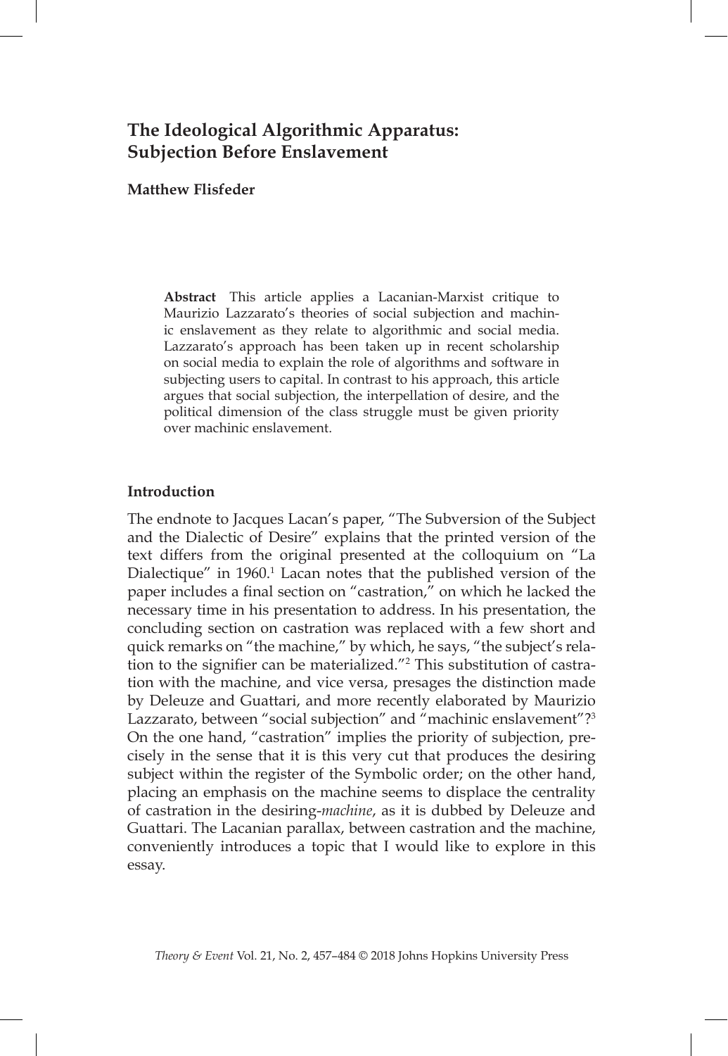# The Ideological Algorithmic Apparatus: Subjection Before Enslavement

**Matthew Flisfeder**

**Abstract** This article applies a Lacanian-Marxist critique to Maurizio Lazzarato's theories of social subjection and machinic enslavement as they relate to algorithmic and social media. Lazzarato's approach has been taken up in recent scholarship on social media to explain the role of algorithms and software in subjecting users to capital. In contrast to his approach, this article argues that social subjection, the interpellation of desire, and the political dimension of the class struggle must be given priority over machinic enslavement.

## Introduction

The endnote to Jacques Lacan's paper, "The Subversion of the Subject and the Dialectic of Desire" explains that the printed version of the text differs from the original presented at the colloquium on "La Dialectique" in 1960.[1] Lacan notes that the published version of the paper includes a final section on "castration," on which he lacked the necessary time in his presentation to address. In his presentation, the concluding section on castration was replaced with a few short and quick remarks on "the machine," by which, he says, "the subject's relation to the signifier can be materialized."[2] This substitution of castration with the machine, and vice versa, presages the distinction made by Deleuze and Guattari, and more recently elaborated by Maurizio Lazzarato, between "social subjection" and "machinic enslavement"?[3] On the one hand, "castration" implies the priority of subjection, precisely in the sense that it is this very cut that produces the desiring subject within the register of the Symbolic order; on the other hand, placing an emphasis on the machine seems to displace the centrality of castration in the desiring-*machine*, as it is dubbed by Deleuze and Guattari. The Lacanian parallax, between castration and the machine, conveniently introduces a topic that I would like to explore in this essay.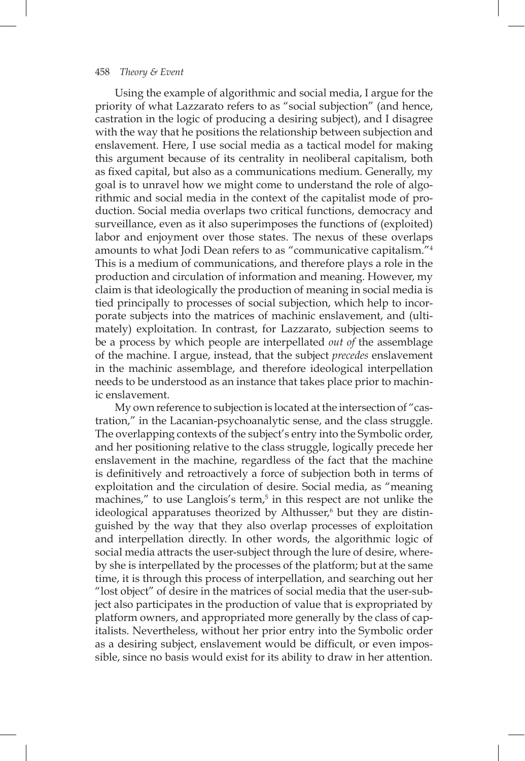Using the example of algorithmic and social media, I argue for the priority of what Lazzarato refers to as "social subjection" (and hence, castration in the logic of producing a desiring subject), and I disagree with the way that he positions the relationship between subjection and enslavement. Here, I use social media as a tactical model for making this argument because of its centrality in neoliberal capitalism, both as fixed capital, but also as a communications medium. Generally, my goal is to unravel how we might come to understand the role of algorithmic and social media in the context of the capitalist mode of production. Social media overlaps two critical functions, democracy and surveillance, even as it also superimposes the functions of (exploited) labor and enjoyment over those states. The nexus of these overlaps amounts to what Jodi Dean refers to as "communicative capitalism."[4] This is a medium of communications, and therefore plays a role in the production and circulation of information and meaning. However, my claim is that ideologically the production of meaning in social media is tied principally to processes of social subjection, which help to incorporate subjects into the matrices of machinic enslavement, and (ultimately) exploitation. In contrast, for Lazzarato, subjection seems to be a process by which people are interpellated *out of* the assemblage of the machine. I argue, instead, that the subject *precedes* enslavement in the machinic assemblage, and therefore ideological interpellation needs to be understood as an instance that takes place prior to machinic enslavement.

My own reference to subjection is located at the intersection of "castration," in the Lacanian-psychoanalytic sense, and the class struggle. The overlapping contexts of the subject's entry into the Symbolic order, and her positioning relative to the class struggle, logically precede her enslavement in the machine, regardless of the fact that the machine is definitively and retroactively a force of subjection both in terms of exploitation and the circulation of desire. Social media, as "meaning machines," to use Langlois's term,[5] in this respect are not unlike the ideological apparatuses theorized by Althusser,[6] but they are distinguished by the way that they also overlap processes of exploitation and interpellation directly. In other words, the algorithmic logic of social media attracts the user-subject through the lure of desire, whereby she is interpellated by the processes of the platform; but at the same time, it is through this process of interpellation, and searching out her "lost object" of desire in the matrices of social media that the user-subject also participates in the production of value that is expropriated by platform owners, and appropriated more generally by the class of capitalists. Nevertheless, without her prior entry into the Symbolic order as a desiring subject, enslavement would be difficult, or even impossible, since no basis would exist for its ability to draw in her attention.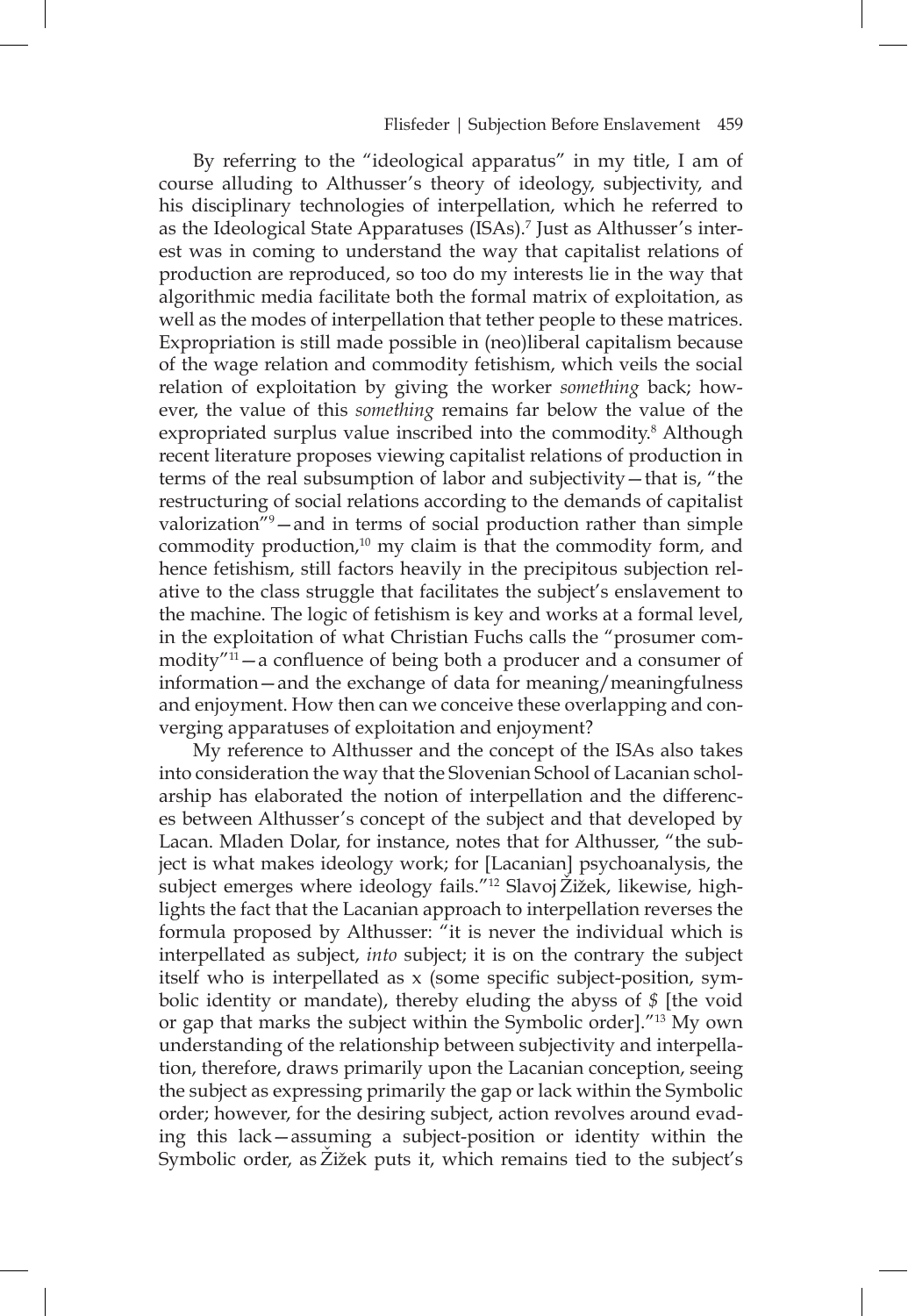By referring to the "ideological apparatus" in my title, I am of course alluding to Althusser's theory of ideology, subjectivity, and his disciplinary technologies of interpellation, which he referred to as the Ideological State Apparatuses (ISAs).[7] Just as Althusser's interest was in coming to understand the way that capitalist relations of production are reproduced, so too do my interests lie in the way that algorithmic media facilitate both the formal matrix of exploitation, as well as the modes of interpellation that tether people to these matrices. Expropriation is still made possible in (neo)liberal capitalism because of the wage relation and commodity fetishism, which veils the social relation of exploitation by giving the worker *something* back; however, the value of this *something* remains far below the value of the expropriated surplus value inscribed into the commodity.[8] Although recent literature proposes viewing capitalist relations of production in terms of the real subsumption of labor and subjectivity—that is, "the restructuring of social relations according to the demands of capitalist valorization"[9]—and in terms of social production rather than simple commodity production,[10] my claim is that the commodity form, and hence fetishism, still factors heavily in the precipitous subjection relative to the class struggle that facilitates the subject's enslavement to the machine. The logic of fetishism is key and works at a formal level, in the exploitation of what Christian Fuchs calls the "prosumer commodity"[11]—a confluence of being both a producer and a consumer of information—and the exchange of data for meaning/meaningfulness and enjoyment. How then can we conceive these overlapping and converging apparatuses of exploitation and enjoyment?

My reference to Althusser and the concept of the ISAs also takes into consideration the way that the Slovenian School of Lacanian scholarship has elaborated the notion of interpellation and the differences between Althusser's concept of the subject and that developed by Lacan. Mladen Dolar, for instance, notes that for Althusser, "the subject is what makes ideology work; for [Lacanian] psychoanalysis, the subject emerges where ideology fails."[12] Slavoj Žižek, likewise, highlights the fact that the Lacanian approach to interpellation reverses the formula proposed by Althusser: "it is never the individual which is interpellated as subject, *into* subject; it is on the contrary the subject itself who is interpellated as x (some specific subject-position, symbolic identity or mandate), thereby eluding the abyss of *$* [the void or gap that marks the subject within the Symbolic order]."[13] My own understanding of the relationship between subjectivity and interpellation, therefore, draws primarily upon the Lacanian conception, seeing the subject as expressing primarily the gap or lack within the Symbolic order; however, for the desiring subject, action revolves around evading this lack—assuming a subject-position or identity within the Symbolic order, as Žižek puts it, which remains tied to the subject's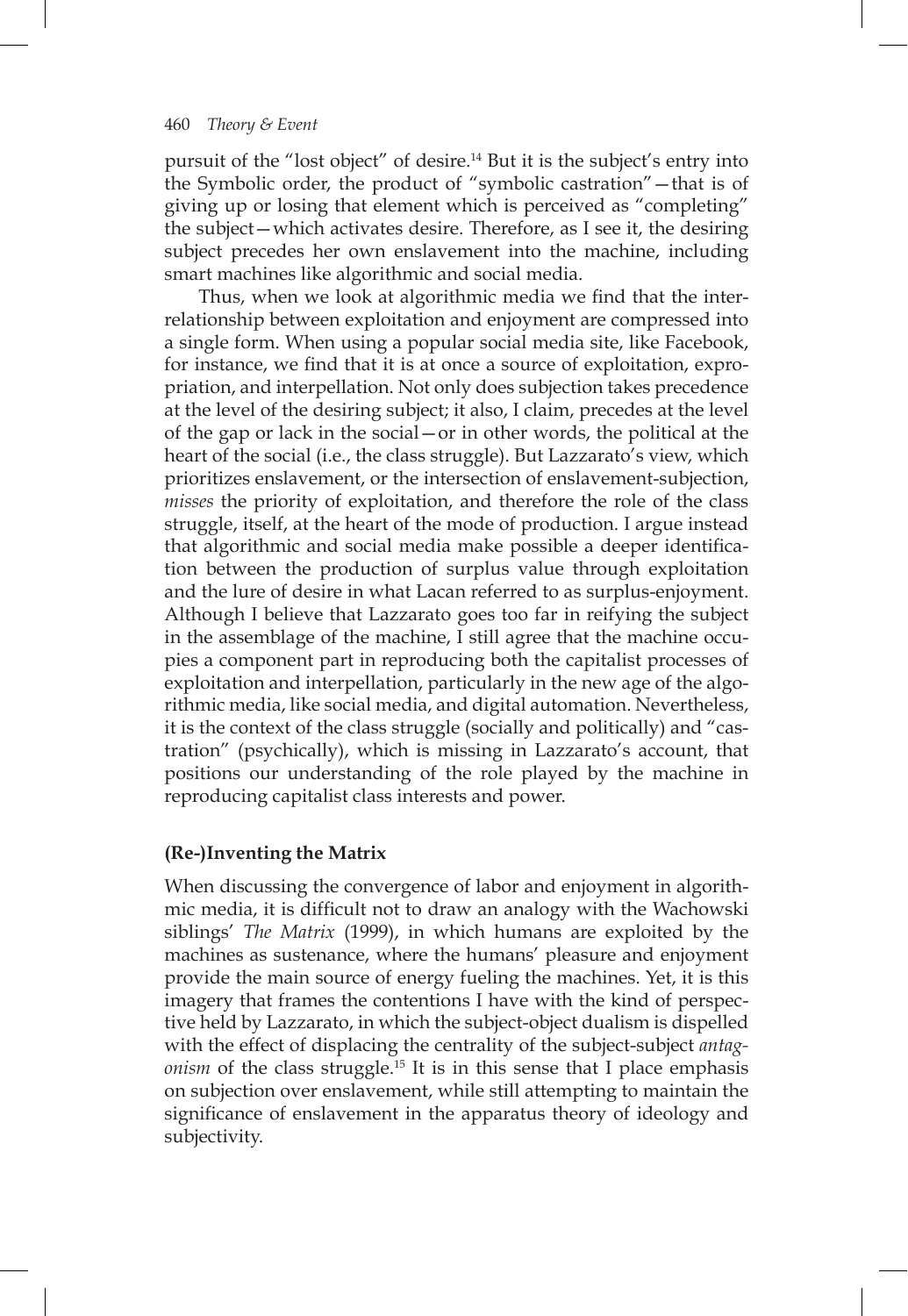pursuit of the "lost object" of desire.[14] But it is the subject's entry into the Symbolic order, the product of "symbolic castration"—that is of giving up or losing that element which is perceived as "completing" the subject—which activates desire. Therefore, as I see it, the desiring subject precedes her own enslavement into the machine, including smart machines like algorithmic and social media.

Thus, when we look at algorithmic media we find that the interrelationship between exploitation and enjoyment are compressed into a single form. When using a popular social media site, like Facebook, for instance, we find that it is at once a source of exploitation, expropriation, and interpellation. Not only does subjection takes precedence at the level of the desiring subject; it also, I claim, precedes at the level of the gap or lack in the social—or in other words, the political at the heart of the social (i.e., the class struggle). But Lazzarato's view, which prioritizes enslavement, or the intersection of enslavement-subjection, *misses* the priority of exploitation, and therefore the role of the class struggle, itself, at the heart of the mode of production. I argue instead that algorithmic and social media make possible a deeper identification between the production of surplus value through exploitation and the lure of desire in what Lacan referred to as surplus-enjoyment. Although I believe that Lazzarato goes too far in reifying the subject in the assemblage of the machine, I still agree that the machine occupies a component part in reproducing both the capitalist processes of exploitation and interpellation, particularly in the new age of the algorithmic media, like social media, and digital automation. Nevertheless, it is the context of the class struggle (socially and politically) and "castration" (psychically), which is missing in Lazzarato's account, that positions our understanding of the role played by the machine in reproducing capitalist class interests and power.

## (Re-)Inventing the Matrix

When discussing the convergence of labor and enjoyment in algorithmic media, it is difficult not to draw an analogy with the Wachowski siblings' *The Matrix* (1999), in which humans are exploited by the machines as sustenance, where the humans' pleasure and enjoyment provide the main source of energy fueling the machines. Yet, it is this imagery that frames the contentions I have with the kind of perspective held by Lazzarato, in which the subject-object dualism is dispelled with the effect of displacing the centrality of the subject-subject *antagonism* of the class struggle.[15] It is in this sense that I place emphasis on subjection over enslavement, while still attempting to maintain the significance of enslavement in the apparatus theory of ideology and subjectivity.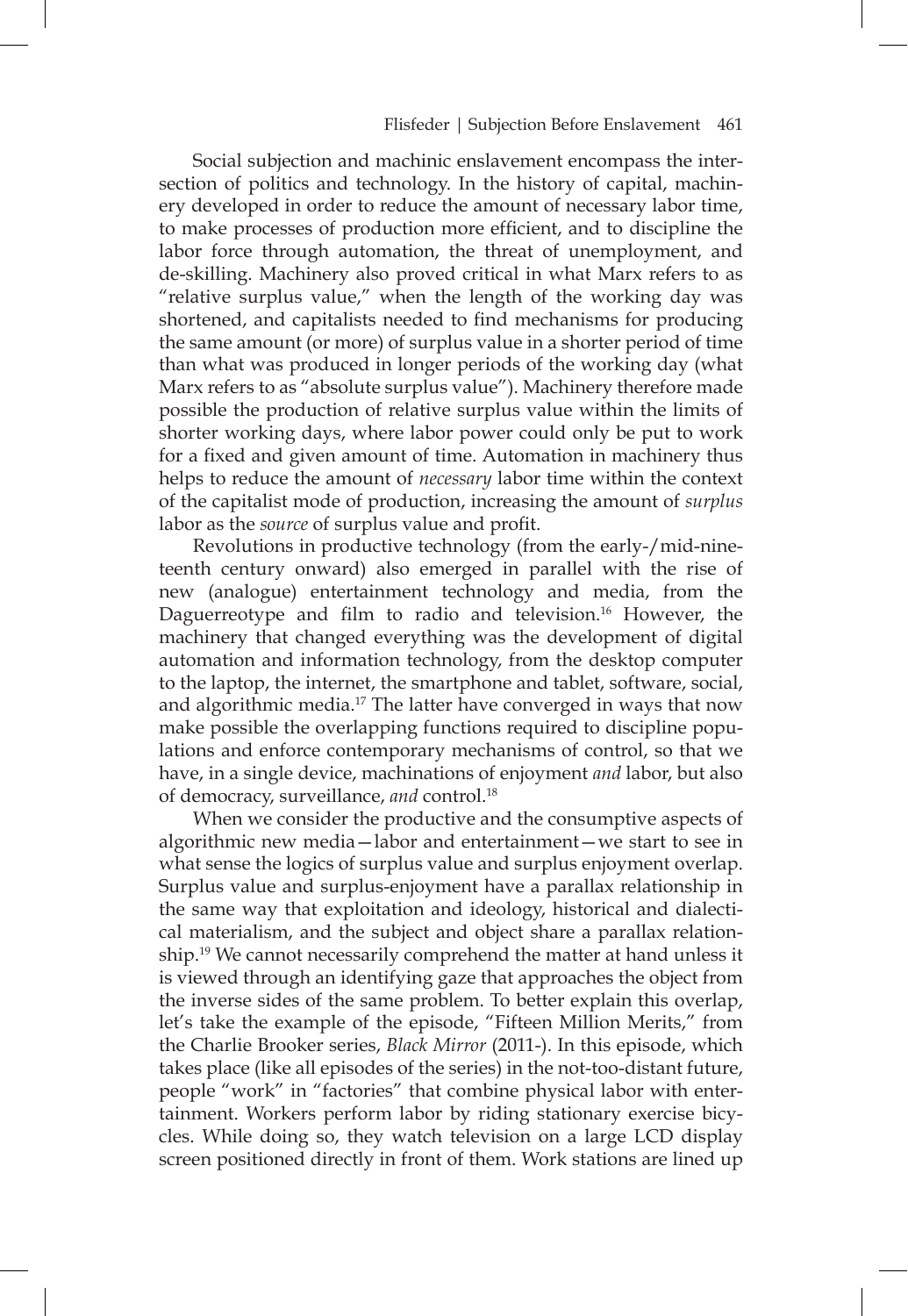Social subjection and machinic enslavement encompass the intersection of politics and technology. In the history of capital, machinery developed in order to reduce the amount of necessary labor time, to make processes of production more efficient, and to discipline the labor force through automation, the threat of unemployment, and de-skilling. Machinery also proved critical in what Marx refers to as "relative surplus value," when the length of the working day was shortened, and capitalists needed to find mechanisms for producing the same amount (or more) of surplus value in a shorter period of time than what was produced in longer periods of the working day (what Marx refers to as "absolute surplus value"). Machinery therefore made possible the production of relative surplus value within the limits of shorter working days, where labor power could only be put to work for a fixed and given amount of time. Automation in machinery thus helps to reduce the amount of *necessary* labor time within the context of the capitalist mode of production, increasing the amount of *surplus* labor as the *source* of surplus value and profit.

Revolutions in productive technology (from the early-/mid-nineteenth century onward) also emerged in parallel with the rise of new (analogue) entertainment technology and media, from the Daguerreotype and film to radio and television.[16] However, the machinery that changed everything was the development of digital automation and information technology, from the desktop computer to the laptop, the internet, the smartphone and tablet, software, social, and algorithmic media.[17] The latter have converged in ways that now make possible the overlapping functions required to discipline populations and enforce contemporary mechanisms of control, so that we have, in a single device, machinations of enjoyment *and* labor, but also of democracy, surveillance, *and* control.[18]

When we consider the productive and the consumptive aspects of algorithmic new media—labor and entertainment—we start to see in what sense the logics of surplus value and surplus enjoyment overlap. Surplus value and surplus-enjoyment have a parallax relationship in the same way that exploitation and ideology, historical and dialectical materialism, and the subject and object share a parallax relationship.[19] We cannot necessarily comprehend the matter at hand unless it is viewed through an identifying gaze that approaches the object from the inverse sides of the same problem. To better explain this overlap, let's take the example of the episode, "Fifteen Million Merits," from the Charlie Brooker series, *Black Mirror* (2011-). In this episode, which takes place (like all episodes of the series) in the not-too-distant future, people "work" in "factories" that combine physical labor with entertainment. Workers perform labor by riding stationary exercise bicycles. While doing so, they watch television on a large LCD display screen positioned directly in front of them. Work stations are lined up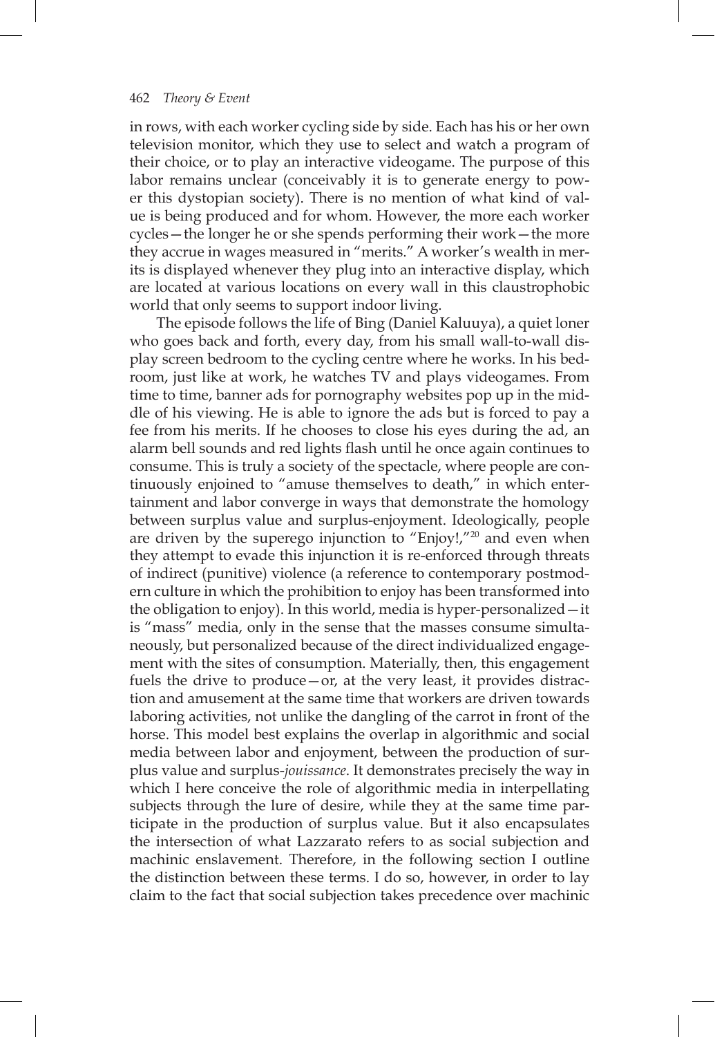in rows, with each worker cycling side by side. Each has his or her own television monitor, which they use to select and watch a program of their choice, or to play an interactive videogame. The purpose of this labor remains unclear (conceivably it is to generate energy to power this dystopian society). There is no mention of what kind of value is being produced and for whom. However, the more each worker cycles—the longer he or she spends performing their work—the more they accrue in wages measured in "merits." A worker's wealth in merits is displayed whenever they plug into an interactive display, which are located at various locations on every wall in this claustrophobic world that only seems to support indoor living.

The episode follows the life of Bing (Daniel Kaluuya), a quiet loner who goes back and forth, every day, from his small wall-to-wall display screen bedroom to the cycling centre where he works. In his bedroom, just like at work, he watches TV and plays videogames. From time to time, banner ads for pornography websites pop up in the middle of his viewing. He is able to ignore the ads but is forced to pay a fee from his merits. If he chooses to close his eyes during the ad, an alarm bell sounds and red lights flash until he once again continues to consume. This is truly a society of the spectacle, where people are continuously enjoined to "amuse themselves to death," in which entertainment and labor converge in ways that demonstrate the homology between surplus value and surplus-enjoyment. Ideologically, people are driven by the superego injunction to "Enjoy!,"[20] and even when they attempt to evade this injunction it is re-enforced through threats of indirect (punitive) violence (a reference to contemporary postmodern culture in which the prohibition to enjoy has been transformed into the obligation to enjoy). In this world, media is hyper-personalized—it is "mass" media, only in the sense that the masses consume simultaneously, but personalized because of the direct individualized engagement with the sites of consumption. Materially, then, this engagement fuels the drive to produce—or, at the very least, it provides distraction and amusement at the same time that workers are driven towards laboring activities, not unlike the dangling of the carrot in front of the horse. This model best explains the overlap in algorithmic and social media between labor and enjoyment, between the production of surplus value and surplus-*jouissance*. It demonstrates precisely the way in which I here conceive the role of algorithmic media in interpellating subjects through the lure of desire, while they at the same time participate in the production of surplus value. But it also encapsulates the intersection of what Lazzarato refers to as social subjection and machinic enslavement. Therefore, in the following section I outline the distinction between these terms. I do so, however, in order to lay claim to the fact that social subjection takes precedence over machinic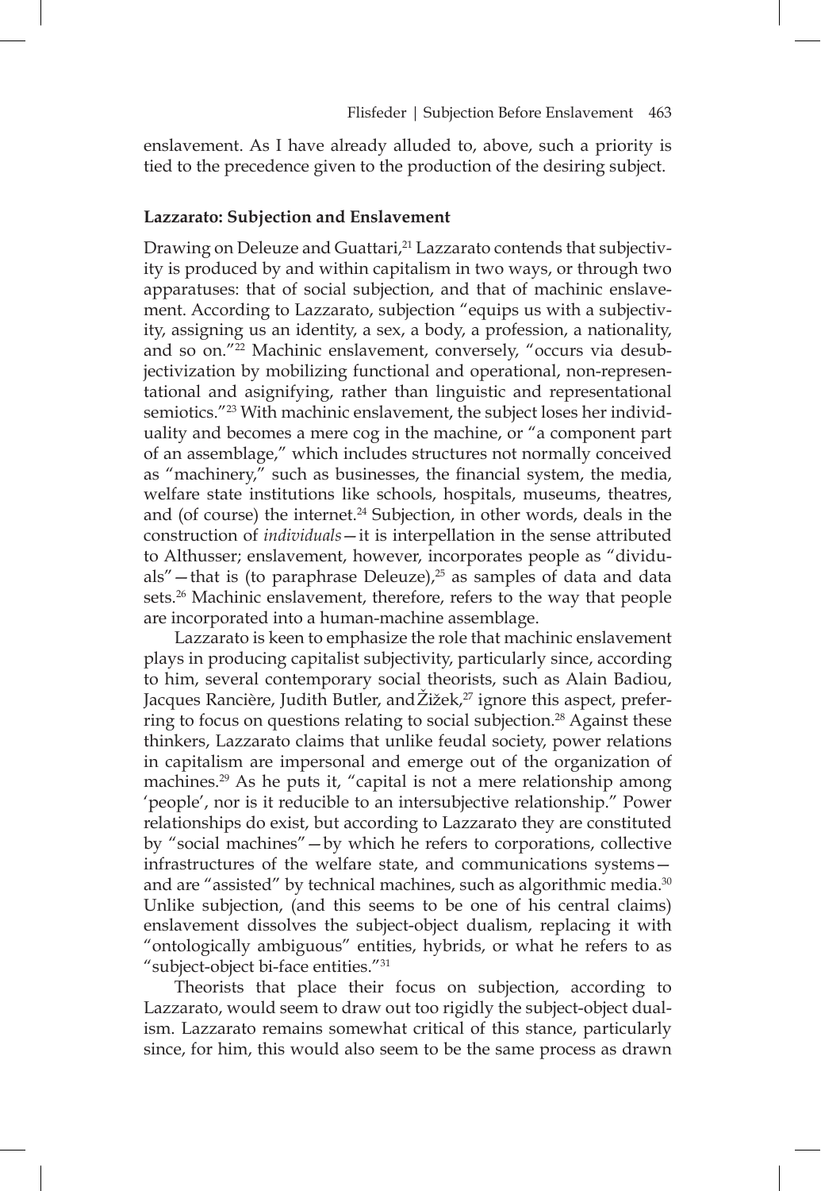enslavement. As I have already alluded to, above, such a priority is tied to the precedence given to the production of the desiring subject.

**Lazzarato: Subjection and Enslavement**

Drawing on Deleuze and Guattari,[21] Lazzarato contends that subjectivity is produced by and within capitalism in two ways, or through two apparatuses: that of social subjection, and that of machinic enslavement. According to Lazzarato, subjection "equips us with a subjectivity, assigning us an identity, a sex, a body, a profession, a nationality, and so on."[22] Machinic enslavement, conversely, "occurs via desubjectivization by mobilizing functional and operational, non-representational and asignifying, rather than linguistic and representational semiotics."[23] With machinic enslavement, the subject loses her individuality and becomes a mere cog in the machine, or "a component part of an assemblage," which includes structures not normally conceived as "machinery," such as businesses, the financial system, the media, welfare state institutions like schools, hospitals, museums, theatres, and (of course) the internet.[24] Subjection, in other words, deals in the construction of *individuals*—it is interpellation in the sense attributed to Althusser; enslavement, however, incorporates people as "dividuals"—that is (to paraphrase Deleuze),[25] as samples of data and data sets.[26] Machinic enslavement, therefore, refers to the way that people are incorporated into a human-machine assemblage.

Lazzarato is keen to emphasize the role that machinic enslavement plays in producing capitalist subjectivity, particularly since, according to him, several contemporary social theorists, such as Alain Badiou, Jacques Rancière, Judith Butler, and Žižek,[27] ignore this aspect, preferring to focus on questions relating to social subjection.[28] Against these thinkers, Lazzarato claims that unlike feudal society, power relations in capitalism are impersonal and emerge out of the organization of machines.[29] As he puts it, "capital is not a mere relationship among 'people', nor is it reducible to an intersubjective relationship." Power relationships do exist, but according to Lazzarato they are constituted by "social machines"—by which he refers to corporations, collective infrastructures of the welfare state, and communications systems—and are "assisted" by technical machines, such as algorithmic media.[30] Unlike subjection, (and this seems to be one of his central claims) enslavement dissolves the subject-object dualism, replacing it with "ontologically ambiguous" entities, hybrids, or what he refers to as "subject-object bi-face entities."[31]

Theorists that place their focus on subjection, according to Lazzarato, would seem to draw out too rigidly the subject-object dualism. Lazzarato remains somewhat critical of this stance, particularly since, for him, this would also seem to be the same process as drawn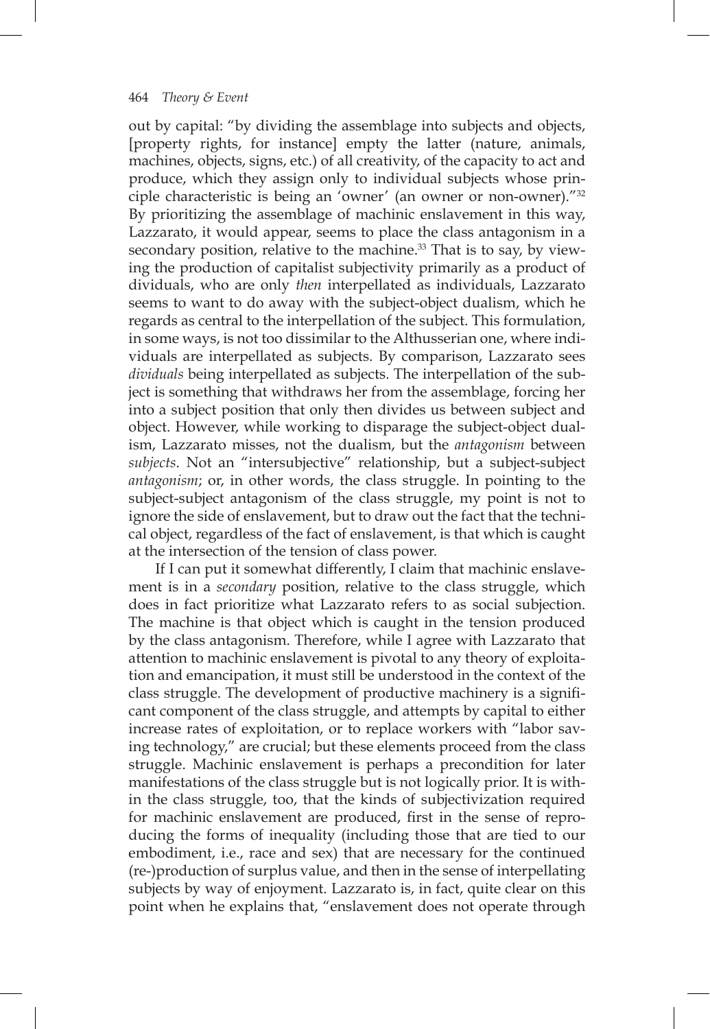out by capital: "by dividing the assemblage into subjects and objects, [property rights, for instance] empty the latter (nature, animals, machines, objects, signs, etc.) of all creativity, of the capacity to act and produce, which they assign only to individual subjects whose principle characteristic is being an 'owner' (an owner or non-owner)."[32] By prioritizing the assemblage of machinic enslavement in this way, Lazzarato, it would appear, seems to place the class antagonism in a secondary position, relative to the machine.[33] That is to say, by viewing the production of capitalist subjectivity primarily as a product of dividuals, who are only *then* interpellated as individuals, Lazzarato seems to want to do away with the subject-object dualism, which he regards as central to the interpellation of the subject. This formulation, in some ways, is not too dissimilar to the Althusserian one, where individuals are interpellated as subjects. By comparison, Lazzarato sees *dividuals* being interpellated as subjects. The interpellation of the subject is something that withdraws her from the assemblage, forcing her into a subject position that only then divides us between subject and object. However, while working to disparage the subject-object dualism, Lazzarato misses, not the dualism, but the *antagonism* between *subjects*. Not an "intersubjective" relationship, but a subject-subject *antagonism*; or, in other words, the class struggle. In pointing to the subject-subject antagonism of the class struggle, my point is not to ignore the side of enslavement, but to draw out the fact that the technical object, regardless of the fact of enslavement, is that which is caught at the intersection of the tension of class power.

If I can put it somewhat differently, I claim that machinic enslavement is in a *secondary* position, relative to the class struggle, which does in fact prioritize what Lazzarato refers to as social subjection. The machine is that object which is caught in the tension produced by the class antagonism. Therefore, while I agree with Lazzarato that attention to machinic enslavement is pivotal to any theory of exploitation and emancipation, it must still be understood in the context of the class struggle. The development of productive machinery is a significant component of the class struggle, and attempts by capital to either increase rates of exploitation, or to replace workers with "labor saving technology," are crucial; but these elements proceed from the class struggle. Machinic enslavement is perhaps a precondition for later manifestations of the class struggle but is not logically prior. It is within the class struggle, too, that the kinds of subjectivization required for machinic enslavement are produced, first in the sense of reproducing the forms of inequality (including those that are tied to our embodiment, i.e., race and sex) that are necessary for the continued (re-)production of surplus value, and then in the sense of interpellating subjects by way of enjoyment. Lazzarato is, in fact, quite clear on this point when he explains that, "enslavement does not operate through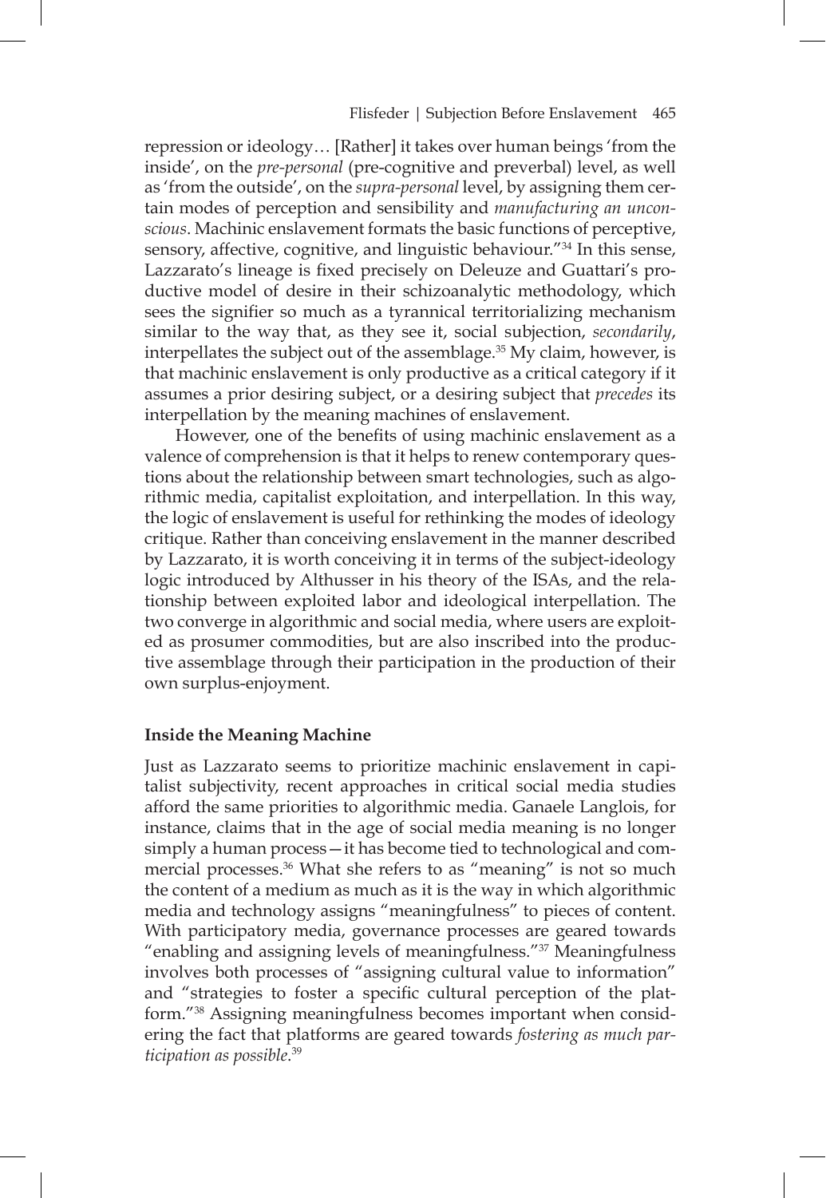repression or ideology… [Rather] it takes over human beings 'from the inside', on the *pre-personal* (pre-cognitive and preverbal) level, as well as 'from the outside', on the *supra-personal* level, by assigning them certain modes of perception and sensibility and *manufacturing an unconscious*. Machinic enslavement formats the basic functions of perceptive, sensory, affective, cognitive, and linguistic behaviour."[34] In this sense, Lazzarato's lineage is fixed precisely on Deleuze and Guattari's productive model of desire in their schizoanalytic methodology, which sees the signifier so much as a tyrannical territorializing mechanism similar to the way that, as they see it, social subjection, *secondarily*, interpellates the subject out of the assemblage.[35] My claim, however, is that machinic enslavement is only productive as a critical category if it assumes a prior desiring subject, or a desiring subject that *precedes* its interpellation by the meaning machines of enslavement.

However, one of the benefits of using machinic enslavement as a valence of comprehension is that it helps to renew contemporary questions about the relationship between smart technologies, such as algorithmic media, capitalist exploitation, and interpellation. In this way, the logic of enslavement is useful for rethinking the modes of ideology critique. Rather than conceiving enslavement in the manner described by Lazzarato, it is worth conceiving it in terms of the subject-ideology logic introduced by Althusser in his theory of the ISAs, and the relationship between exploited labor and ideological interpellation. The two converge in algorithmic and social media, where users are exploited as prosumer commodities, but are also inscribed into the productive assemblage through their participation in the production of their own surplus-enjoyment.

**Inside the Meaning Machine**

Just as Lazzarato seems to prioritize machinic enslavement in capitalist subjectivity, recent approaches in critical social media studies afford the same priorities to algorithmic media. Ganaele Langlois, for instance, claims that in the age of social media meaning is no longer simply a human process—it has become tied to technological and commercial processes.[36] What she refers to as "meaning" is not so much the content of a medium as much as it is the way in which algorithmic media and technology assigns "meaningfulness" to pieces of content. With participatory media, governance processes are geared towards "enabling and assigning levels of meaningfulness."[37] Meaningfulness involves both processes of "assigning cultural value to information" and "strategies to foster a specific cultural perception of the platform."[38] Assigning meaningfulness becomes important when considering the fact that platforms are geared towards *fostering as much participation as possible*.[39]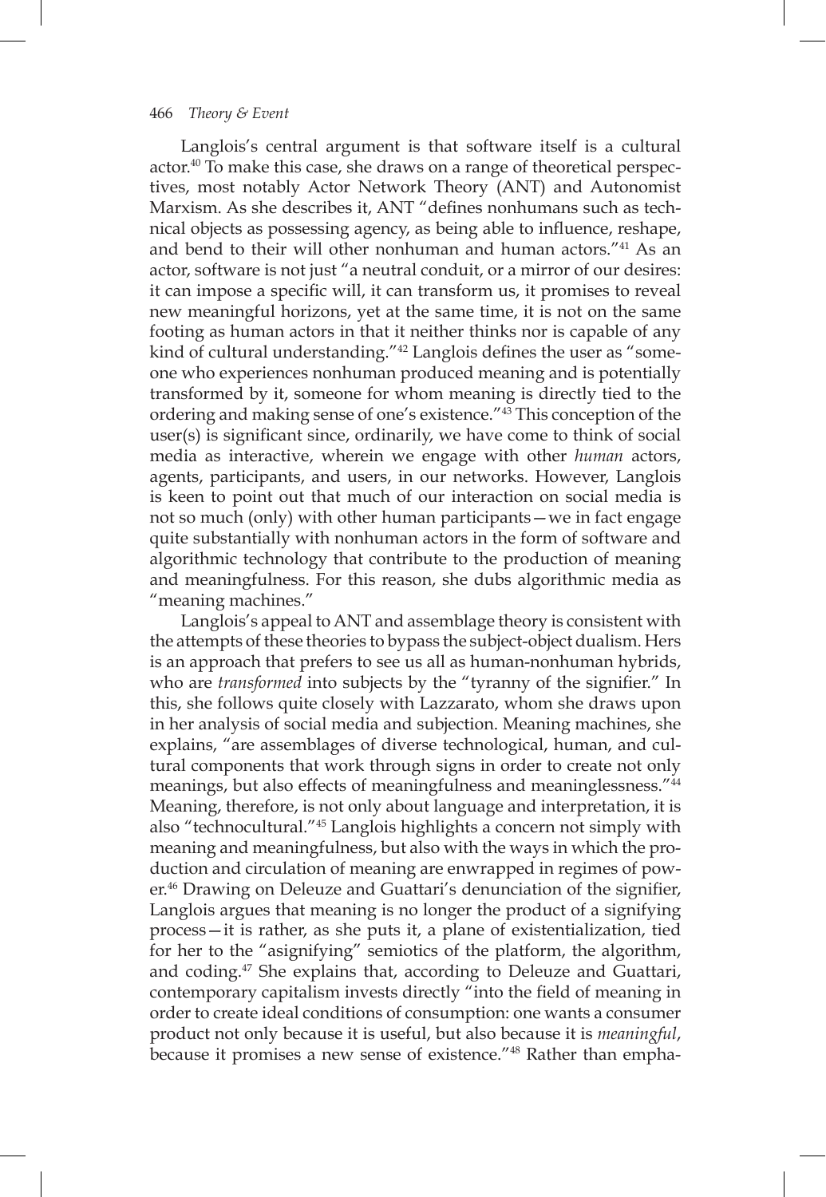Langlois's central argument is that software itself is a cultural actor.[40] To make this case, she draws on a range of theoretical perspectives, most notably Actor Network Theory (ANT) and Autonomist Marxism. As she describes it, ANT "defines nonhumans such as technical objects as possessing agency, as being able to influence, reshape, and bend to their will other nonhuman and human actors."[41] As an actor, software is not just "a neutral conduit, or a mirror of our desires: it can impose a specific will, it can transform us, it promises to reveal new meaningful horizons, yet at the same time, it is not on the same footing as human actors in that it neither thinks nor is capable of any kind of cultural understanding."[42] Langlois defines the user as "someone who experiences nonhuman produced meaning and is potentially transformed by it, someone for whom meaning is directly tied to the ordering and making sense of one's existence."[43] This conception of the user(s) is significant since, ordinarily, we have come to think of social media as interactive, wherein we engage with other *human* actors, agents, participants, and users, in our networks. However, Langlois is keen to point out that much of our interaction on social media is not so much (only) with other human participants—we in fact engage quite substantially with nonhuman actors in the form of software and algorithmic technology that contribute to the production of meaning and meaningfulness. For this reason, she dubs algorithmic media as "meaning machines."

Langlois's appeal to ANT and assemblage theory is consistent with the attempts of these theories to bypass the subject-object dualism. Hers is an approach that prefers to see us all as human-nonhuman hybrids, who are *transformed* into subjects by the "tyranny of the signifier." In this, she follows quite closely with Lazzarato, whom she draws upon in her analysis of social media and subjection. Meaning machines, she explains, "are assemblages of diverse technological, human, and cultural components that work through signs in order to create not only meanings, but also effects of meaningfulness and meaninglessness."[44] Meaning, therefore, is not only about language and interpretation, it is also "technocultural."[45] Langlois highlights a concern not simply with meaning and meaningfulness, but also with the ways in which the production and circulation of meaning are enwrapped in regimes of power.[46] Drawing on Deleuze and Guattari's denunciation of the signifier, Langlois argues that meaning is no longer the product of a signifying process—it is rather, as she puts it, a plane of existentialization, tied for her to the "asignifying" semiotics of the platform, the algorithm, and coding.[47] She explains that, according to Deleuze and Guattari, contemporary capitalism invests directly "into the field of meaning in order to create ideal conditions of consumption: one wants a consumer product not only because it is useful, but also because it is *meaningful*, because it promises a new sense of existence."[48] Rather than empha-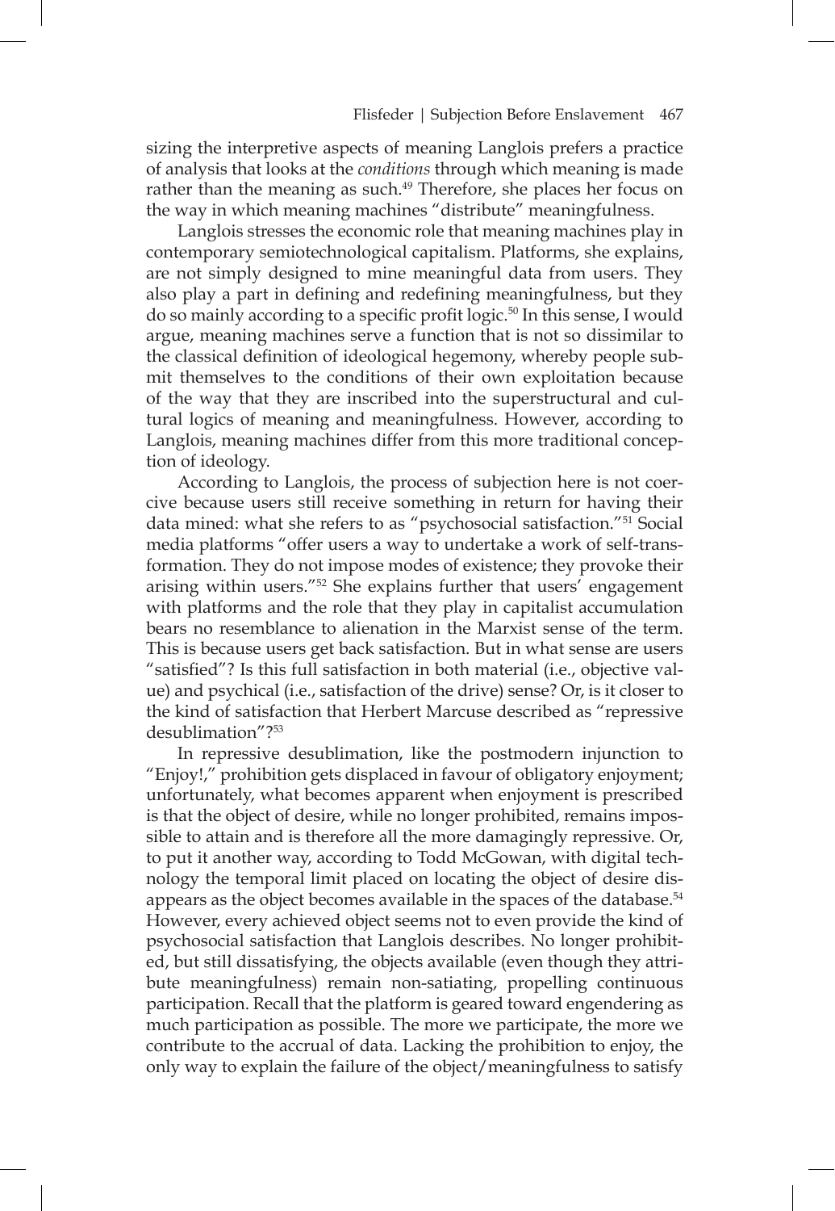sizing the interpretive aspects of meaning Langlois prefers a practice of analysis that looks at the *conditions* through which meaning is made rather than the meaning as such.[49] Therefore, she places her focus on the way in which meaning machines "distribute" meaningfulness.

Langlois stresses the economic role that meaning machines play in contemporary semiotechnological capitalism. Platforms, she explains, are not simply designed to mine meaningful data from users. They also play a part in defining and redefining meaningfulness, but they do so mainly according to a specific profit logic.[50] In this sense, I would argue, meaning machines serve a function that is not so dissimilar to the classical definition of ideological hegemony, whereby people submit themselves to the conditions of their own exploitation because of the way that they are inscribed into the superstructural and cultural logics of meaning and meaningfulness. However, according to Langlois, meaning machines differ from this more traditional conception of ideology.

According to Langlois, the process of subjection here is not coercive because users still receive something in return for having their data mined: what she refers to as "psychosocial satisfaction."[51] Social media platforms "offer users a way to undertake a work of self-transformation. They do not impose modes of existence; they provoke their arising within users."[52] She explains further that users' engagement with platforms and the role that they play in capitalist accumulation bears no resemblance to alienation in the Marxist sense of the term. This is because users get back satisfaction. But in what sense are users "satisfied"? Is this full satisfaction in both material (i.e., objective value) and psychical (i.e., satisfaction of the drive) sense? Or, is it closer to the kind of satisfaction that Herbert Marcuse described as "repressive desublimation"?[53]

In repressive desublimation, like the postmodern injunction to "Enjoy!," prohibition gets displaced in favour of obligatory enjoyment; unfortunately, what becomes apparent when enjoyment is prescribed is that the object of desire, while no longer prohibited, remains impossible to attain and is therefore all the more damagingly repressive. Or, to put it another way, according to Todd McGowan, with digital technology the temporal limit placed on locating the object of desire disappears as the object becomes available in the spaces of the database.[54] However, every achieved object seems not to even provide the kind of psychosocial satisfaction that Langlois describes. No longer prohibited, but still dissatisfying, the objects available (even though they attribute meaningfulness) remain non-satiating, propelling continuous participation. Recall that the platform is geared toward engendering as much participation as possible. The more we participate, the more we contribute to the accrual of data. Lacking the prohibition to enjoy, the only way to explain the failure of the object/meaningfulness to satisfy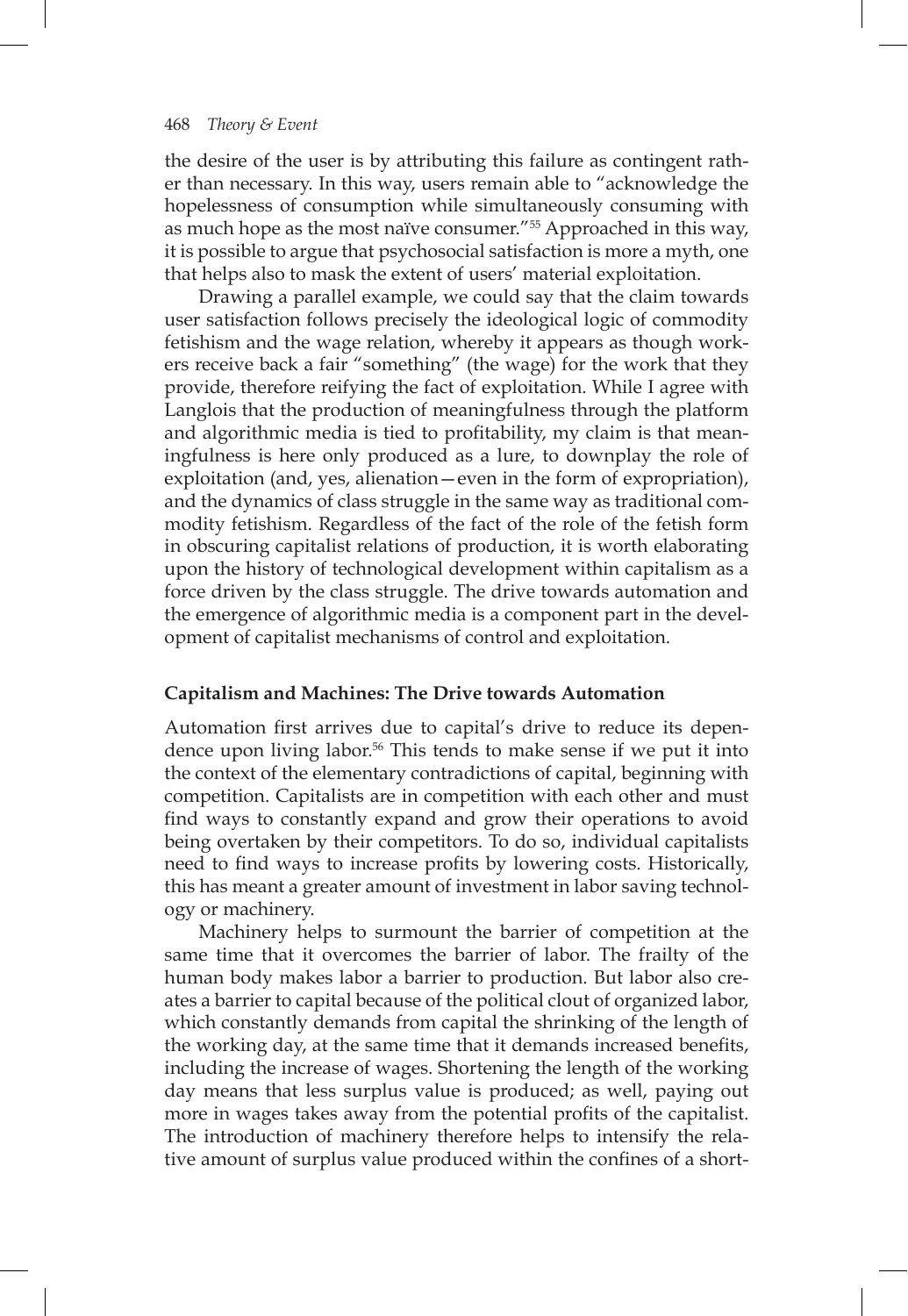the desire of the user is by attributing this failure as contingent rather than necessary. In this way, users remain able to "acknowledge the hopelessness of consumption while simultaneously consuming with as much hope as the most naïve consumer."[55] Approached in this way, it is possible to argue that psychosocial satisfaction is more a myth, one that helps also to mask the extent of users' material exploitation.

Drawing a parallel example, we could say that the claim towards user satisfaction follows precisely the ideological logic of commodity fetishism and the wage relation, whereby it appears as though workers receive back a fair "something" (the wage) for the work that they provide, therefore reifying the fact of exploitation. While I agree with Langlois that the production of meaningfulness through the platform and algorithmic media is tied to profitability, my claim is that meaningfulness is here only produced as a lure, to downplay the role of exploitation (and, yes, alienation—even in the form of expropriation), and the dynamics of class struggle in the same way as traditional commodity fetishism. Regardless of the fact of the role of the fetish form in obscuring capitalist relations of production, it is worth elaborating upon the history of technological development within capitalism as a force driven by the class struggle. The drive towards automation and the emergence of algorithmic media is a component part in the development of capitalist mechanisms of control and exploitation.

## Capitalism and Machines: The Drive towards Automation

Automation first arrives due to capital's drive to reduce its dependence upon living labor.[56] This tends to make sense if we put it into the context of the elementary contradictions of capital, beginning with competition. Capitalists are in competition with each other and must find ways to constantly expand and grow their operations to avoid being overtaken by their competitors. To do so, individual capitalists need to find ways to increase profits by lowering costs. Historically, this has meant a greater amount of investment in labor saving technology or machinery.

Machinery helps to surmount the barrier of competition at the same time that it overcomes the barrier of labor. The frailty of the human body makes labor a barrier to production. But labor also creates a barrier to capital because of the political clout of organized labor, which constantly demands from capital the shrinking of the length of the working day, at the same time that it demands increased benefits, including the increase of wages. Shortening the length of the working day means that less surplus value is produced; as well, paying out more in wages takes away from the potential profits of the capitalist. The introduction of machinery therefore helps to intensify the relative amount of surplus value produced within the confines of a short-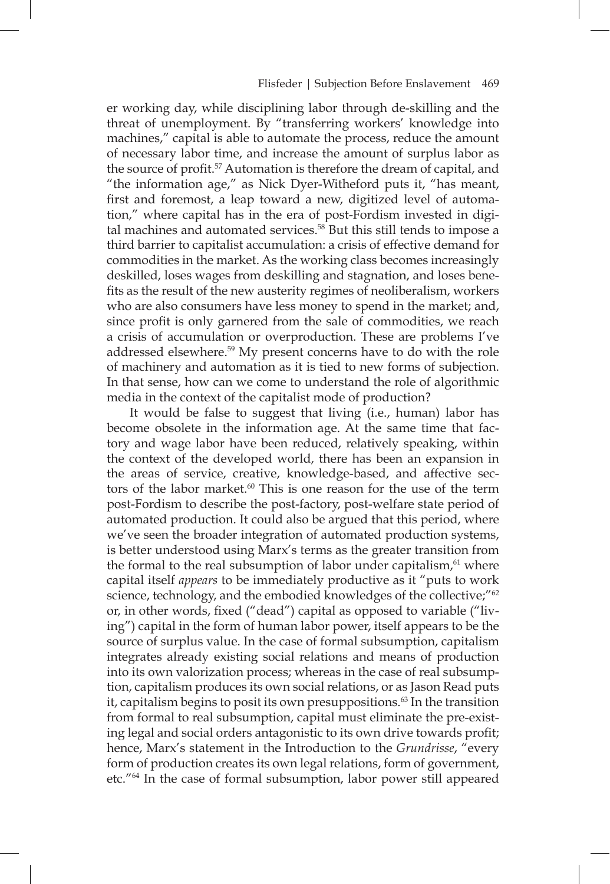er working day, while disciplining labor through de-skilling and the threat of unemployment. By "transferring workers' knowledge into machines," capital is able to automate the process, reduce the amount of necessary labor time, and increase the amount of surplus labor as the source of profit.[57] Automation is therefore the dream of capital, and "the information age," as Nick Dyer-Witheford puts it, "has meant, first and foremost, a leap toward a new, digitized level of automation," where capital has in the era of post-Fordism invested in digital machines and automated services.[58] But this still tends to impose a third barrier to capitalist accumulation: a crisis of effective demand for commodities in the market. As the working class becomes increasingly deskilled, loses wages from deskilling and stagnation, and loses benefits as the result of the new austerity regimes of neoliberalism, workers who are also consumers have less money to spend in the market; and, since profit is only garnered from the sale of commodities, we reach a crisis of accumulation or overproduction. These are problems I've addressed elsewhere.[59] My present concerns have to do with the role of machinery and automation as it is tied to new forms of subjection. In that sense, how can we come to understand the role of algorithmic media in the context of the capitalist mode of production?

It would be false to suggest that living (i.e., human) labor has become obsolete in the information age. At the same time that factory and wage labor have been reduced, relatively speaking, within the context of the developed world, there has been an expansion in the areas of service, creative, knowledge-based, and affective sectors of the labor market.[60] This is one reason for the use of the term post-Fordism to describe the post-factory, post-welfare state period of automated production. It could also be argued that this period, where we've seen the broader integration of automated production systems, is better understood using Marx's terms as the greater transition from the formal to the real subsumption of labor under capitalism,[61] where capital itself *appears* to be immediately productive as it "puts to work science, technology, and the embodied knowledges of the collective;"[62] or, in other words, fixed ("dead") capital as opposed to variable ("living") capital in the form of human labor power, itself appears to be the source of surplus value. In the case of formal subsumption, capitalism integrates already existing social relations and means of production into its own valorization process; whereas in the case of real subsumption, capitalism produces its own social relations, or as Jason Read puts it, capitalism begins to posit its own presuppositions.[63] In the transition from formal to real subsumption, capital must eliminate the pre-existing legal and social orders antagonistic to its own drive towards profit; hence, Marx's statement in the Introduction to the *Grundrisse*, "every form of production creates its own legal relations, form of government, etc."[64] In the case of formal subsumption, labor power still appeared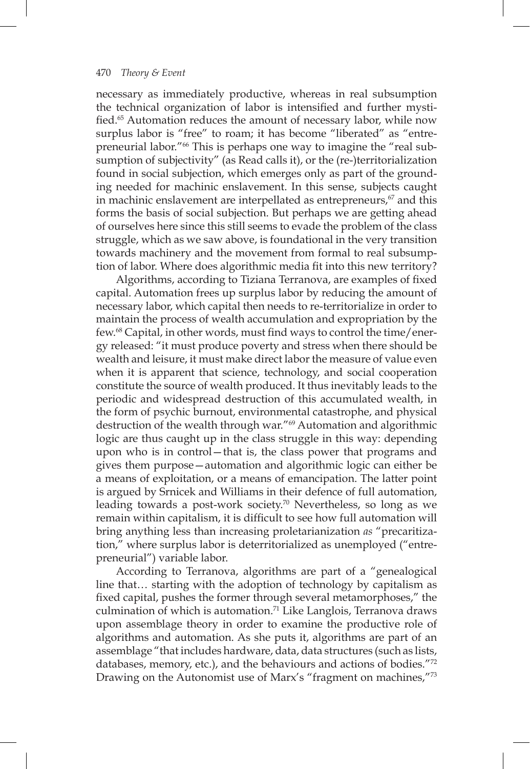necessary as immediately productive, whereas in real subsumption the technical organization of labor is intensified and further mystified.[65] Automation reduces the amount of necessary labor, while now surplus labor is "free" to roam; it has become "liberated" as "entrepreneurial labor."[66] This is perhaps one way to imagine the "real subsumption of subjectivity" (as Read calls it), or the (re-)territorialization found in social subjection, which emerges only as part of the grounding needed for machinic enslavement. In this sense, subjects caught in machinic enslavement are interpellated as entrepreneurs,[67] and this forms the basis of social subjection. But perhaps we are getting ahead of ourselves here since this still seems to evade the problem of the class struggle, which as we saw above, is foundational in the very transition towards machinery and the movement from formal to real subsumption of labor. Where does algorithmic media fit into this new territory?

Algorithms, according to Tiziana Terranova, are examples of fixed capital. Automation frees up surplus labor by reducing the amount of necessary labor, which capital then needs to re-territorialize in order to maintain the process of wealth accumulation and expropriation by the few.[68] Capital, in other words, must find ways to control the time/energy released: "it must produce poverty and stress when there should be wealth and leisure, it must make direct labor the measure of value even when it is apparent that science, technology, and social cooperation constitute the source of wealth produced. It thus inevitably leads to the periodic and widespread destruction of this accumulated wealth, in the form of psychic burnout, environmental catastrophe, and physical destruction of the wealth through war."[69] Automation and algorithmic logic are thus caught up in the class struggle in this way: depending upon who is in control—that is, the class power that programs and gives them purpose—automation and algorithmic logic can either be a means of exploitation, or a means of emancipation. The latter point is argued by Srnicek and Williams in their defence of full automation, leading towards a post-work society.[70] Nevertheless, so long as we remain within capitalism, it is difficult to see how full automation will bring anything less than increasing proletarianization *as* "precaritization," where surplus labor is deterritorialized as unemployed ("entrepreneurial") variable labor.

According to Terranova, algorithms are part of a "genealogical line that… starting with the adoption of technology by capitalism as fixed capital, pushes the former through several metamorphoses," the culmination of which is automation.[71] Like Langlois, Terranova draws upon assemblage theory in order to examine the productive role of algorithms and automation. As she puts it, algorithms are part of an assemblage "that includes hardware, data, data structures (such as lists, databases, memory, etc.), and the behaviours and actions of bodies."[72] Drawing on the Autonomist use of Marx's "fragment on machines,"[73]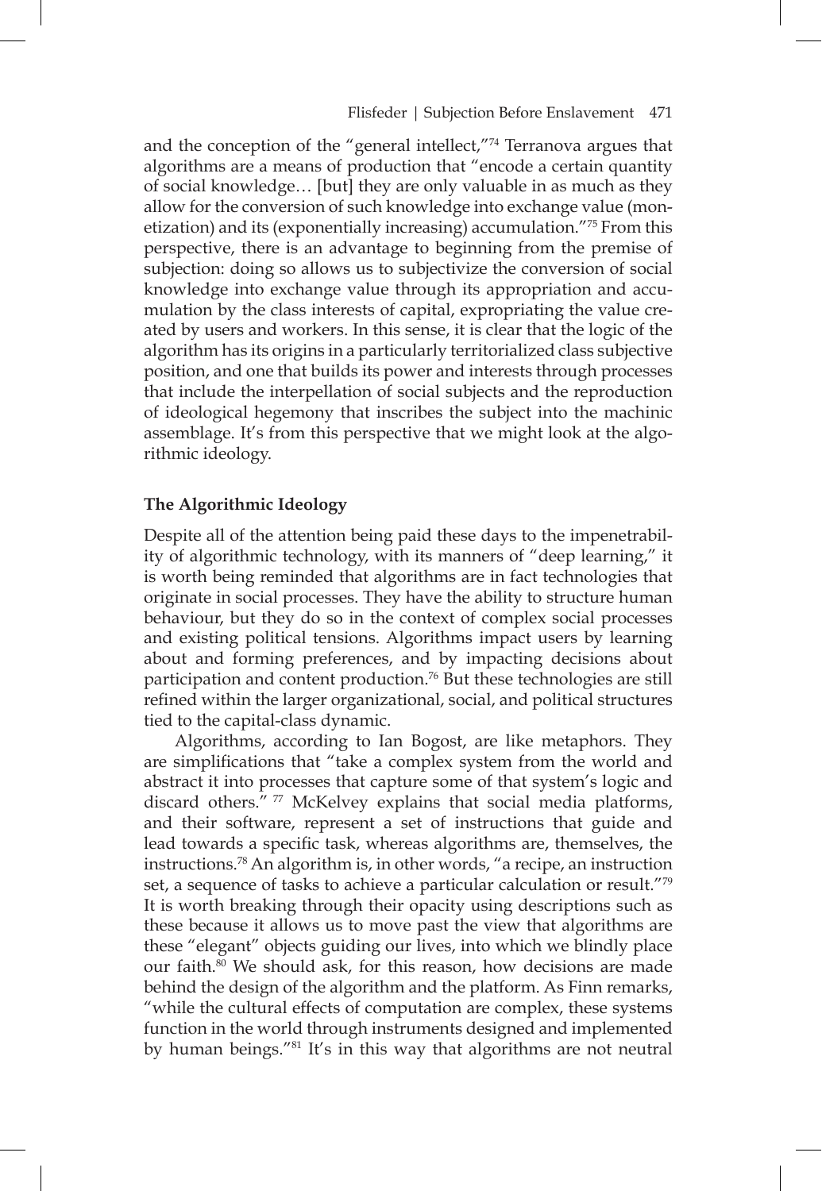and the conception of the "general intellect,"[74] Terranova argues that algorithms are a means of production that "encode a certain quantity of social knowledge… [but] they are only valuable in as much as they allow for the conversion of such knowledge into exchange value (monetization) and its (exponentially increasing) accumulation."[75] From this perspective, there is an advantage to beginning from the premise of subjection: doing so allows us to subjectivize the conversion of social knowledge into exchange value through its appropriation and accumulation by the class interests of capital, expropriating the value created by users and workers. In this sense, it is clear that the logic of the algorithm has its origins in a particularly territorialized class subjective position, and one that builds its power and interests through processes that include the interpellation of social subjects and the reproduction of ideological hegemony that inscribes the subject into the machinic assemblage. It's from this perspective that we might look at the algorithmic ideology.

## The Algorithmic Ideology

Despite all of the attention being paid these days to the impenetrability of algorithmic technology, with its manners of "deep learning," it is worth being reminded that algorithms are in fact technologies that originate in social processes. They have the ability to structure human behaviour, but they do so in the context of complex social processes and existing political tensions. Algorithms impact users by learning about and forming preferences, and by impacting decisions about participation and content production.[76] But these technologies are still refined within the larger organizational, social, and political structures tied to the capital-class dynamic.

Algorithms, according to Ian Bogost, are like metaphors. They are simplifications that "take a complex system from the world and abstract it into processes that capture some of that system's logic and discard others."[77] McKelvey explains that social media platforms, and their software, represent a set of instructions that guide and lead towards a specific task, whereas algorithms are, themselves, the instructions.[78] An algorithm is, in other words, "a recipe, an instruction set, a sequence of tasks to achieve a particular calculation or result."[79] It is worth breaking through their opacity using descriptions such as these because it allows us to move past the view that algorithms are these "elegant" objects guiding our lives, into which we blindly place our faith.[80] We should ask, for this reason, how decisions are made behind the design of the algorithm and the platform. As Finn remarks, "while the cultural effects of computation are complex, these systems function in the world through instruments designed and implemented by human beings."[81] It's in this way that algorithms are not neutral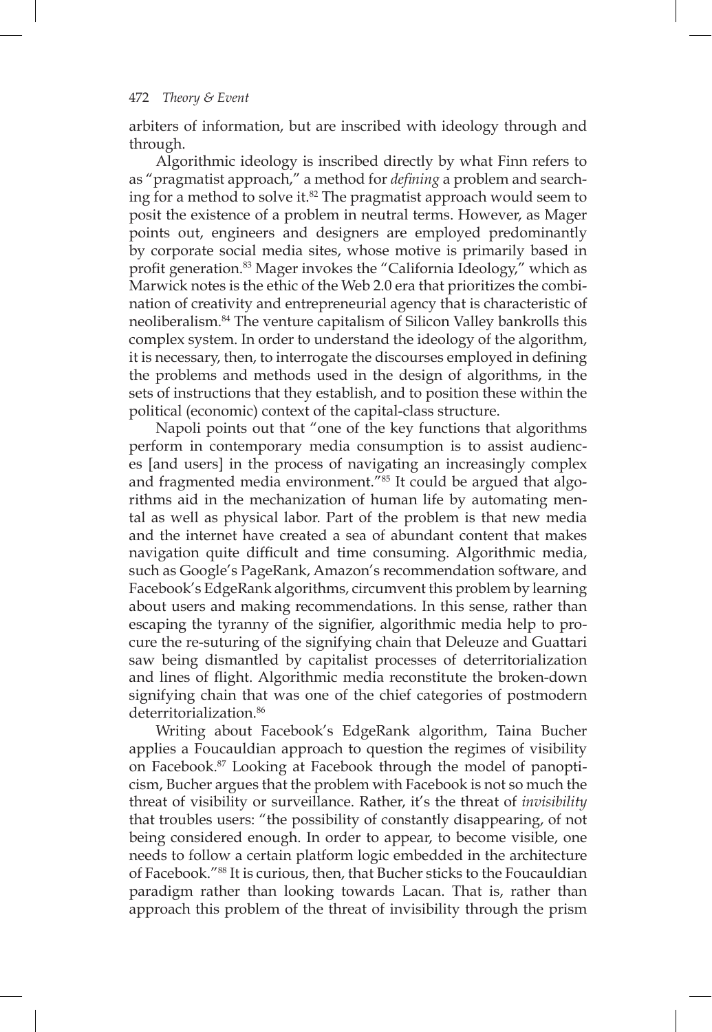arbiters of information, but are inscribed with ideology through and through.

Algorithmic ideology is inscribed directly by what Finn refers to as "pragmatist approach," a method for *defining* a problem and searching for a method to solve it.[82] The pragmatist approach would seem to posit the existence of a problem in neutral terms. However, as Mager points out, engineers and designers are employed predominantly by corporate social media sites, whose motive is primarily based in profit generation.[83] Mager invokes the "California Ideology," which as Marwick notes is the ethic of the Web 2.0 era that prioritizes the combination of creativity and entrepreneurial agency that is characteristic of neoliberalism.[84] The venture capitalism of Silicon Valley bankrolls this complex system. In order to understand the ideology of the algorithm, it is necessary, then, to interrogate the discourses employed in defining the problems and methods used in the design of algorithms, in the sets of instructions that they establish, and to position these within the political (economic) context of the capital-class structure.

Napoli points out that "one of the key functions that algorithms perform in contemporary media consumption is to assist audiences [and users] in the process of navigating an increasingly complex and fragmented media environment."[85] It could be argued that algorithms aid in the mechanization of human life by automating mental as well as physical labor. Part of the problem is that new media and the internet have created a sea of abundant content that makes navigation quite difficult and time consuming. Algorithmic media, such as Google's PageRank, Amazon's recommendation software, and Facebook's EdgeRank algorithms, circumvent this problem by learning about users and making recommendations. In this sense, rather than escaping the tyranny of the signifier, algorithmic media help to procure the re-suturing of the signifying chain that Deleuze and Guattari saw being dismantled by capitalist processes of deterritorialization and lines of flight. Algorithmic media reconstitute the broken-down signifying chain that was one of the chief categories of postmodern deterritorialization.[86]

Writing about Facebook's EdgeRank algorithm, Taina Bucher applies a Foucauldian approach to question the regimes of visibility on Facebook.[87] Looking at Facebook through the model of panopticism, Bucher argues that the problem with Facebook is not so much the threat of visibility or surveillance. Rather, it's the threat of *invisibility* that troubles users: "the possibility of constantly disappearing, of not being considered enough. In order to appear, to become visible, one needs to follow a certain platform logic embedded in the architecture of Facebook."[88] It is curious, then, that Bucher sticks to the Foucauldian paradigm rather than looking towards Lacan. That is, rather than approach this problem of the threat of invisibility through the prism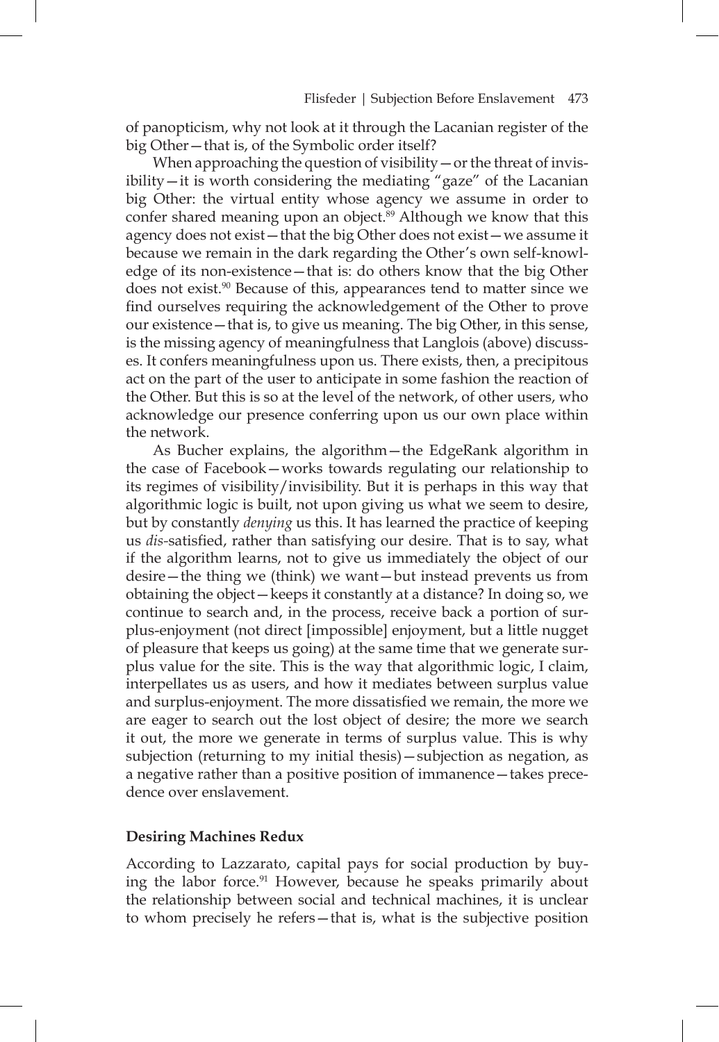of panopticism, why not look at it through the Lacanian register of the big Other—that is, of the Symbolic order itself?

When approaching the question of visibility—or the threat of invisibility—it is worth considering the mediating "gaze" of the Lacanian big Other: the virtual entity whose agency we assume in order to confer shared meaning upon an object.[89] Although we know that this agency does not exist—that the big Other does not exist—we assume it because we remain in the dark regarding the Other's own self-knowledge of its non-existence—that is: do others know that the big Other does not exist.[90] Because of this, appearances tend to matter since we find ourselves requiring the acknowledgement of the Other to prove our existence—that is, to give us meaning. The big Other, in this sense, is the missing agency of meaningfulness that Langlois (above) discusses. It confers meaningfulness upon us. There exists, then, a precipitous act on the part of the user to anticipate in some fashion the reaction of the Other. But this is so at the level of the network, of other users, who acknowledge our presence conferring upon us our own place within the network.

As Bucher explains, the algorithm—the EdgeRank algorithm in the case of Facebook—works towards regulating our relationship to its regimes of visibility/invisibility. But it is perhaps in this way that algorithmic logic is built, not upon giving us what we seem to desire, but by constantly *denying* us this. It has learned the practice of keeping us *dis*-satisfied, rather than satisfying our desire. That is to say, what if the algorithm learns, not to give us immediately the object of our desire—the thing we (think) we want—but instead prevents us from obtaining the object—keeps it constantly at a distance? In doing so, we continue to search and, in the process, receive back a portion of surplus-enjoyment (not direct [impossible] enjoyment, but a little nugget of pleasure that keeps us going) at the same time that we generate surplus value for the site. This is the way that algorithmic logic, I claim, interpellates us as users, and how it mediates between surplus value and surplus-enjoyment. The more dissatisfied we remain, the more we are eager to search out the lost object of desire; the more we search it out, the more we generate in terms of surplus value. This is why subjection (returning to my initial thesis)—subjection as negation, as a negative rather than a positive position of immanence—takes precedence over enslavement.

## Desiring Machines Redux

According to Lazzarato, capital pays for social production by buying the labor force.[91] However, because he speaks primarily about the relationship between social and technical machines, it is unclear to whom precisely he refers—that is, what is the subjective position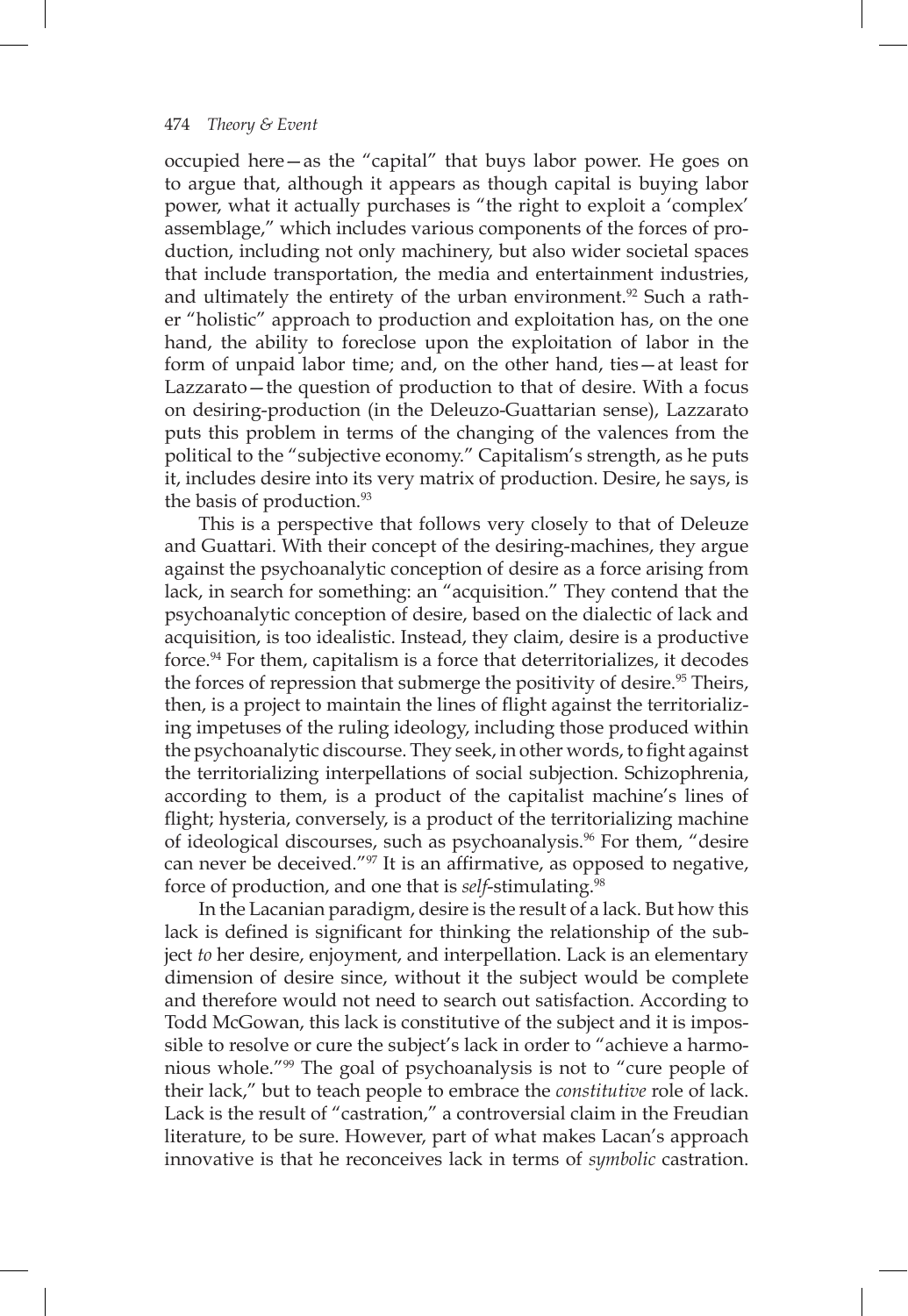occupied here—as the "capital" that buys labor power. He goes on to argue that, although it appears as though capital is buying labor power, what it actually purchases is "the right to exploit a 'complex' assemblage," which includes various components of the forces of production, including not only machinery, but also wider societal spaces that include transportation, the media and entertainment industries, and ultimately the entirety of the urban environment.[92] Such a rather "holistic" approach to production and exploitation has, on the one hand, the ability to foreclose upon the exploitation of labor in the form of unpaid labor time; and, on the other hand, ties—at least for Lazzarato—the question of production to that of desire. With a focus on desiring-production (in the Deleuzo-Guattarian sense), Lazzarato puts this problem in terms of the changing of the valences from the political to the "subjective economy." Capitalism's strength, as he puts it, includes desire into its very matrix of production. Desire, he says, is the basis of production.[93]

This is a perspective that follows very closely to that of Deleuze and Guattari. With their concept of the desiring-machines, they argue against the psychoanalytic conception of desire as a force arising from lack, in search for something: an "acquisition." They contend that the psychoanalytic conception of desire, based on the dialectic of lack and acquisition, is too idealistic. Instead, they claim, desire is a productive force.[94] For them, capitalism is a force that deterritorializes, it decodes the forces of repression that submerge the positivity of desire.[95] Theirs, then, is a project to maintain the lines of flight against the territorializing impetuses of the ruling ideology, including those produced within the psychoanalytic discourse. They seek, in other words, to fight against the territorializing interpellations of social subjection. Schizophrenia, according to them, is a product of the capitalist machine's lines of flight; hysteria, conversely, is a product of the territorializing machine of ideological discourses, such as psychoanalysis.[96] For them, "desire can never be deceived."[97] It is an affirmative, as opposed to negative, force of production, and one that is *self*-stimulating.[98]

In the Lacanian paradigm, desire is the result of a lack. But how this lack is defined is significant for thinking the relationship of the subject *to* her desire, enjoyment, and interpellation. Lack is an elementary dimension of desire since, without it the subject would be complete and therefore would not need to search out satisfaction. According to Todd McGowan, this lack is constitutive of the subject and it is impossible to resolve or cure the subject's lack in order to "achieve a harmonious whole."[99] The goal of psychoanalysis is not to "cure people of their lack," but to teach people to embrace the *constitutive* role of lack. Lack is the result of "castration," a controversial claim in the Freudian literature, to be sure. However, part of what makes Lacan's approach innovative is that he reconceives lack in terms of *symbolic* castration.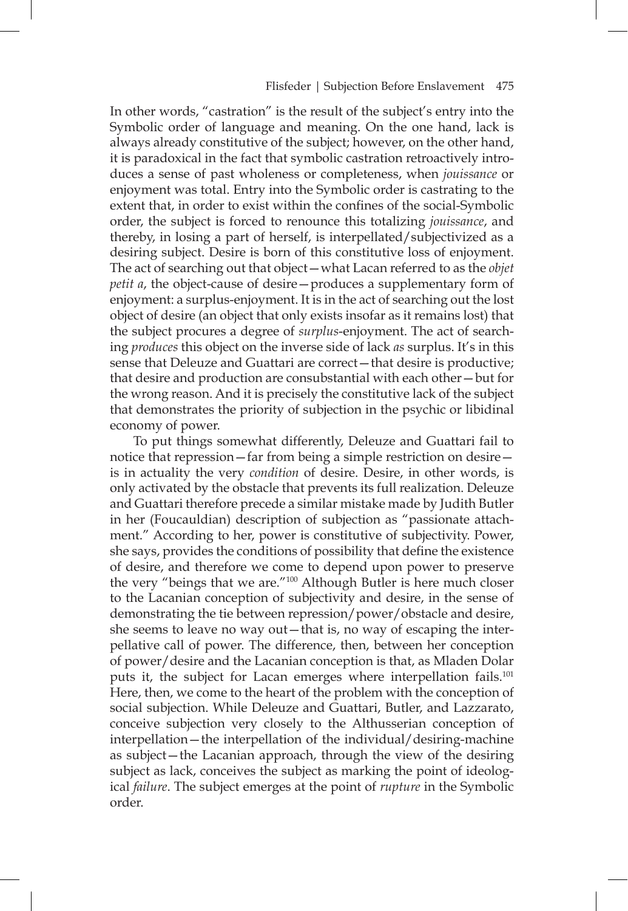In other words, "castration" is the result of the subject's entry into the Symbolic order of language and meaning. On the one hand, lack is always already constitutive of the subject; however, on the other hand, it is paradoxical in the fact that symbolic castration retroactively introduces a sense of past wholeness or completeness, when *jouissance* or enjoyment was total. Entry into the Symbolic order is castrating to the extent that, in order to exist within the confines of the social-Symbolic order, the subject is forced to renounce this totalizing *jouissance*, and thereby, in losing a part of herself, is interpellated/subjectivized as a desiring subject. Desire is born of this constitutive loss of enjoyment. The act of searching out that object—what Lacan referred to as the *objet petit a*, the object-cause of desire—produces a supplementary form of enjoyment: a surplus-enjoyment. It is in the act of searching out the lost object of desire (an object that only exists insofar as it remains lost) that the subject procures a degree of *surplus*-enjoyment. The act of searching *produces* this object on the inverse side of lack *as* surplus. It's in this sense that Deleuze and Guattari are correct—that desire is productive; that desire and production are consubstantial with each other—but for the wrong reason. And it is precisely the constitutive lack of the subject that demonstrates the priority of subjection in the psychic or libidinal economy of power.

To put things somewhat differently, Deleuze and Guattari fail to notice that repression—far from being a simple restriction on desire—is in actuality the very *condition* of desire. Desire, in other words, is only activated by the obstacle that prevents its full realization. Deleuze and Guattari therefore precede a similar mistake made by Judith Butler in her (Foucauldian) description of subjection as "passionate attachment." According to her, power is constitutive of subjectivity. Power, she says, provides the conditions of possibility that define the existence of desire, and therefore we come to depend upon power to preserve the very "beings that we are."[100] Although Butler is here much closer to the Lacanian conception of subjectivity and desire, in the sense of demonstrating the tie between repression/power/obstacle and desire, she seems to leave no way out—that is, no way of escaping the interpellative call of power. The difference, then, between her conception of power/desire and the Lacanian conception is that, as Mladen Dolar puts it, the subject for Lacan emerges where interpellation fails.[101] Here, then, we come to the heart of the problem with the conception of social subjection. While Deleuze and Guattari, Butler, and Lazzarato, conceive subjection very closely to the Althusserian conception of interpellation—the interpellation of the individual/desiring-machine as subject—the Lacanian approach, through the view of the desiring subject as lack, conceives the subject as marking the point of ideological *failure*. The subject emerges at the point of *rupture* in the Symbolic order.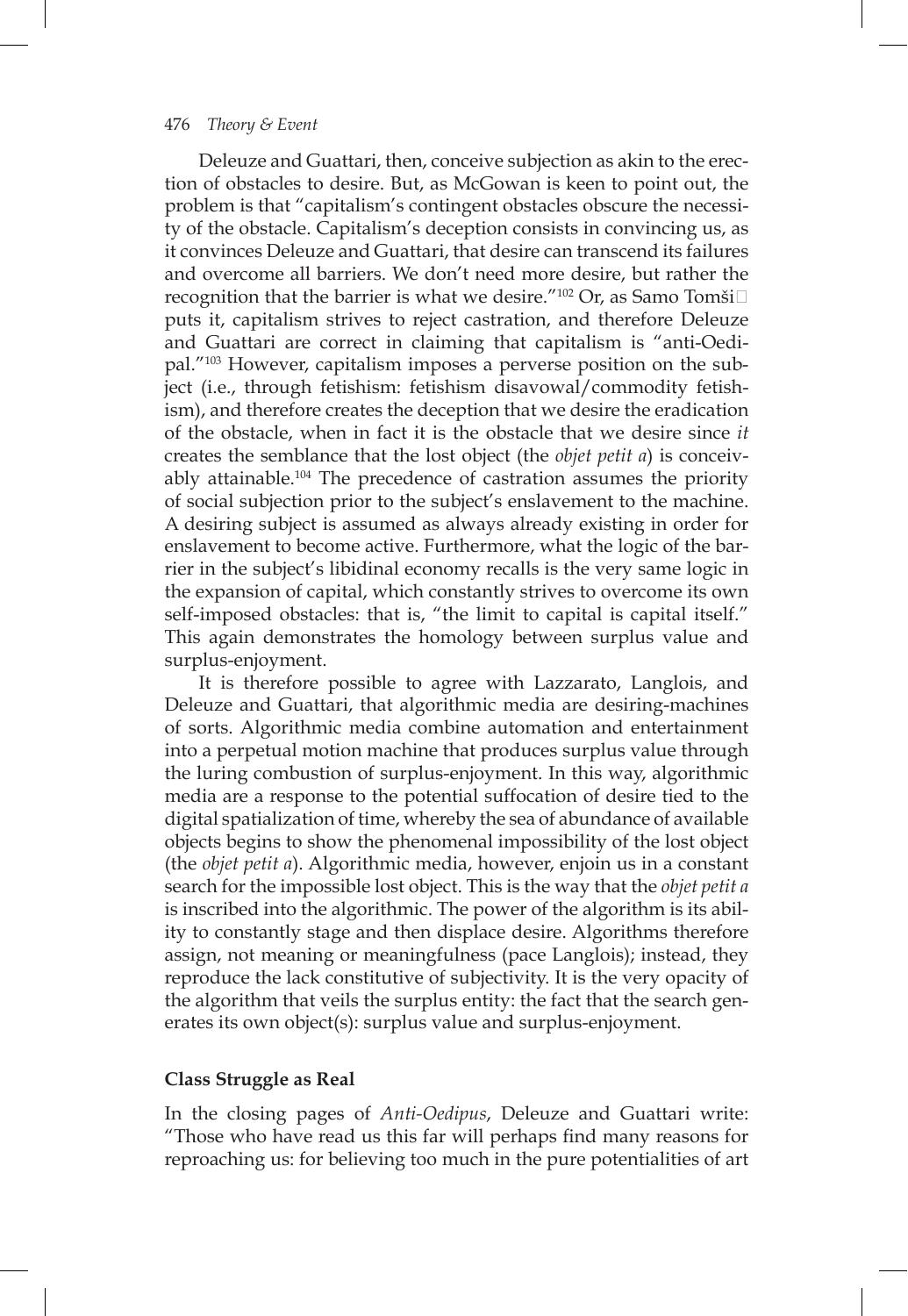Deleuze and Guattari, then, conceive subjection as akin to the erection of obstacles to desire. But, as McGowan is keen to point out, the problem is that "capitalism's contingent obstacles obscure the necessity of the obstacle. Capitalism's deception consists in convincing us, as it convinces Deleuze and Guattari, that desire can transcend its failures and overcome all barriers. We don't need more desire, but rather the recognition that the barrier is what we desire."[102] Or, as Samo Tomši puts it, capitalism strives to reject castration, and therefore Deleuze and Guattari are correct in claiming that capitalism is "anti-Oedipal."[103] However, capitalism imposes a perverse position on the subject (i.e., through fetishism: fetishism disavowal/commodity fetishism), and therefore creates the deception that we desire the eradication of the obstacle, when in fact it is the obstacle that we desire since *it* creates the semblance that the lost object (the *objet petit a*) is conceivably attainable.[104] The precedence of castration assumes the priority of social subjection prior to the subject's enslavement to the machine. A desiring subject is assumed as always already existing in order for enslavement to become active. Furthermore, what the logic of the barrier in the subject's libidinal economy recalls is the very same logic in the expansion of capital, which constantly strives to overcome its own self-imposed obstacles: that is, "the limit to capital is capital itself." This again demonstrates the homology between surplus value and surplus-enjoyment.

It is therefore possible to agree with Lazzarato, Langlois, and Deleuze and Guattari, that algorithmic media are desiring-machines of sorts. Algorithmic media combine automation and entertainment into a perpetual motion machine that produces surplus value through the luring combustion of surplus-enjoyment. In this way, algorithmic media are a response to the potential suffocation of desire tied to the digital spatialization of time, whereby the sea of abundance of available objects begins to show the phenomenal impossibility of the lost object (the *objet petit a*). Algorithmic media, however, enjoin us in a constant search for the impossible lost object. This is the way that the *objet petit a* is inscribed into the algorithmic. The power of the algorithm is its ability to constantly stage and then displace desire. Algorithms therefore assign, not meaning or meaningfulness (pace Langlois); instead, they reproduce the lack constitutive of subjectivity. It is the very opacity of the algorithm that veils the surplus entity: the fact that the search generates its own object(s): surplus value and surplus-enjoyment.

## Class Struggle as Real

In the closing pages of *Anti-Oedipus*, Deleuze and Guattari write: "Those who have read us this far will perhaps find many reasons for reproaching us: for believing too much in the pure potentialities of art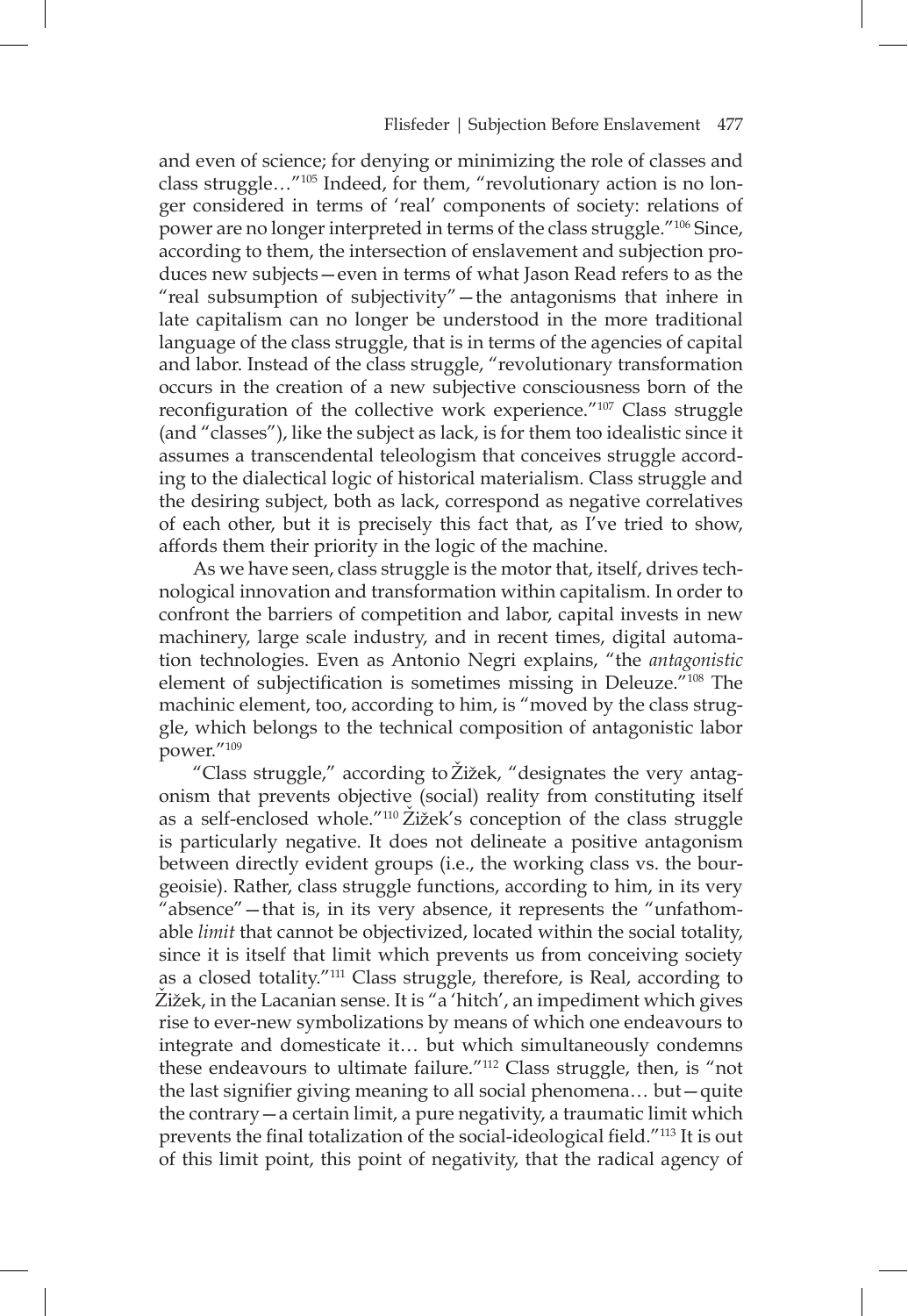and even of science; for denying or minimizing the role of classes and class struggle…"[105] Indeed, for them, "revolutionary action is no longer considered in terms of 'real' components of society: relations of power are no longer interpreted in terms of the class struggle."[106] Since, according to them, the intersection of enslavement and subjection produces new subjects—even in terms of what Jason Read refers to as the "real subsumption of subjectivity"—the antagonisms that inhere in late capitalism can no longer be understood in the more traditional language of the class struggle, that is in terms of the agencies of capital and labor. Instead of the class struggle, "revolutionary transformation occurs in the creation of a new subjective consciousness born of the reconfiguration of the collective work experience."[107] Class struggle (and "classes"), like the subject as lack, is for them too idealistic since it assumes a transcendental teleologism that conceives struggle according to the dialectical logic of historical materialism. Class struggle and the desiring subject, both as lack, correspond as negative correlatives of each other, but it is precisely this fact that, as I've tried to show, affords them their priority in the logic of the machine.

As we have seen, class struggle is the motor that, itself, drives technological innovation and transformation within capitalism. In order to confront the barriers of competition and labor, capital invests in new machinery, large scale industry, and in recent times, digital automation technologies. Even as Antonio Negri explains, "the *antagonistic* element of subjectification is sometimes missing in Deleuze."[108] The machinic element, too, according to him, is "moved by the class struggle, which belongs to the technical composition of antagonistic labor power."[109]

"Class struggle," according to Žižek, "designates the very antagonism that prevents objective (social) reality from constituting itself as a self-enclosed whole."[110] Žižek's conception of the class struggle is particularly negative. It does not delineate a positive antagonism between directly evident groups (i.e., the working class vs. the bourgeoisie). Rather, class struggle functions, according to him, in its very "absence"—that is, in its very absence, it represents the "unfathomable *limit* that cannot be objectivized, located within the social totality, since it is itself that limit which prevents us from conceiving society as a closed totality."[111] Class struggle, therefore, is Real, according to Žižek, in the Lacanian sense. It is "a 'hitch', an impediment which gives rise to ever-new symbolizations by means of which one endeavours to integrate and domesticate it… but which simultaneously condemns these endeavours to ultimate failure."[112] Class struggle, then, is "not the last signifier giving meaning to all social phenomena… but—quite the contrary—a certain limit, a pure negativity, a traumatic limit which prevents the final totalization of the social-ideological field."[113] It is out of this limit point, this point of negativity, that the radical agency of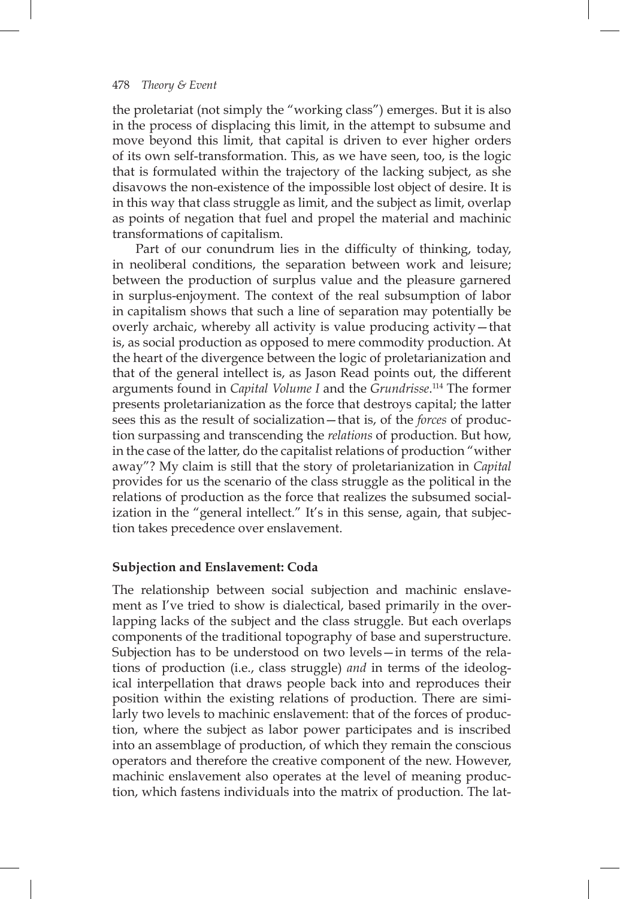the proletariat (not simply the "working class") emerges. But it is also in the process of displacing this limit, in the attempt to subsume and move beyond this limit, that capital is driven to ever higher orders of its own self-transformation. This, as we have seen, too, is the logic that is formulated within the trajectory of the lacking subject, as she disavows the non-existence of the impossible lost object of desire. It is in this way that class struggle as limit, and the subject as limit, overlap as points of negation that fuel and propel the material and machinic transformations of capitalism.

Part of our conundrum lies in the difficulty of thinking, today, in neoliberal conditions, the separation between work and leisure; between the production of surplus value and the pleasure garnered in surplus-enjoyment. The context of the real subsumption of labor in capitalism shows that such a line of separation may potentially be overly archaic, whereby all activity is value producing activity—that is, as social production as opposed to mere commodity production. At the heart of the divergence between the logic of proletarianization and that of the general intellect is, as Jason Read points out, the different arguments found in *Capital Volume I* and the *Grundrisse*.[114] The former presents proletarianization as the force that destroys capital; the latter sees this as the result of socialization—that is, of the *forces* of production surpassing and transcending the *relations* of production. But how, in the case of the latter, do the capitalist relations of production "wither away"? My claim is still that the story of proletarianization in *Capital* provides for us the scenario of the class struggle as the political in the relations of production as the force that realizes the subsumed socialization in the "general intellect." It's in this sense, again, that subjection takes precedence over enslavement.

## Subjection and Enslavement: Coda

The relationship between social subjection and machinic enslavement as I've tried to show is dialectical, based primarily in the overlapping lacks of the subject and the class struggle. But each overlaps components of the traditional topography of base and superstructure. Subjection has to be understood on two levels—in terms of the relations of production (i.e., class struggle) *and* in terms of the ideological interpellation that draws people back into and reproduces their position within the existing relations of production. There are similarly two levels to machinic enslavement: that of the forces of production, where the subject as labor power participates and is inscribed into an assemblage of production, of which they remain the conscious operators and therefore the creative component of the new. However, machinic enslavement also operates at the level of meaning production, which fastens individuals into the matrix of production. The lat-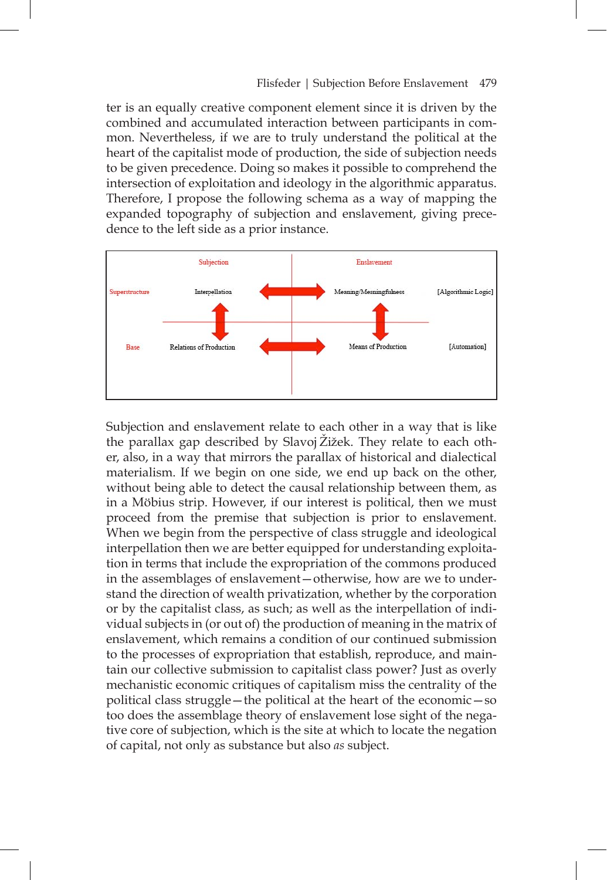ter is an equally creative component element since it is driven by the combined and accumulated interaction between participants in common. Nevertheless, if we are to truly understand the political at the heart of the capitalist mode of production, the side of subjection needs to be given precedence. Doing so makes it possible to comprehend the intersection of exploitation and ideology in the algorithmic apparatus. Therefore, I propose the following schema as a way of mapping the expanded topography of subjection and enslavement, giving precedence to the left side as a prior instance.

| | Subjection | | Enslavement | |
|---|---|---|---|---|
| Superstructure | Interpellation | ↔ | Meaning/Meaningfulness | [Algorithmic Logic] |
| | ↕ | | ↕ | |
| Base | Relations of Production | ↔ | Means of Production | [Automation] |

Subjection and enslavement relate to each other in a way that is like the parallax gap described by Slavoj Žižek. They relate to each other, also, in a way that mirrors the parallax of historical and dialectical materialism. If we begin on one side, we end up back on the other, without being able to detect the causal relationship between them, as in a Möbius strip. However, if our interest is political, then we must proceed from the premise that subjection is prior to enslavement. When we begin from the perspective of class struggle and ideological interpellation then we are better equipped for understanding exploitation in terms that include the expropriation of the commons produced in the assemblages of enslavement—otherwise, how are we to understand the direction of wealth privatization, whether by the corporation or by the capitalist class, as such; as well as the interpellation of individual subjects in (or out of) the production of meaning in the matrix of enslavement, which remains a condition of our continued submission to the processes of expropriation that establish, reproduce, and maintain our collective submission to capitalist class power? Just as overly mechanistic economic critiques of capitalism miss the centrality of the political class struggle—the political at the heart of the economic—so too does the assemblage theory of enslavement lose sight of the negative core of subjection, which is the site at which to locate the negation of capital, not only as substance but also *as* subject.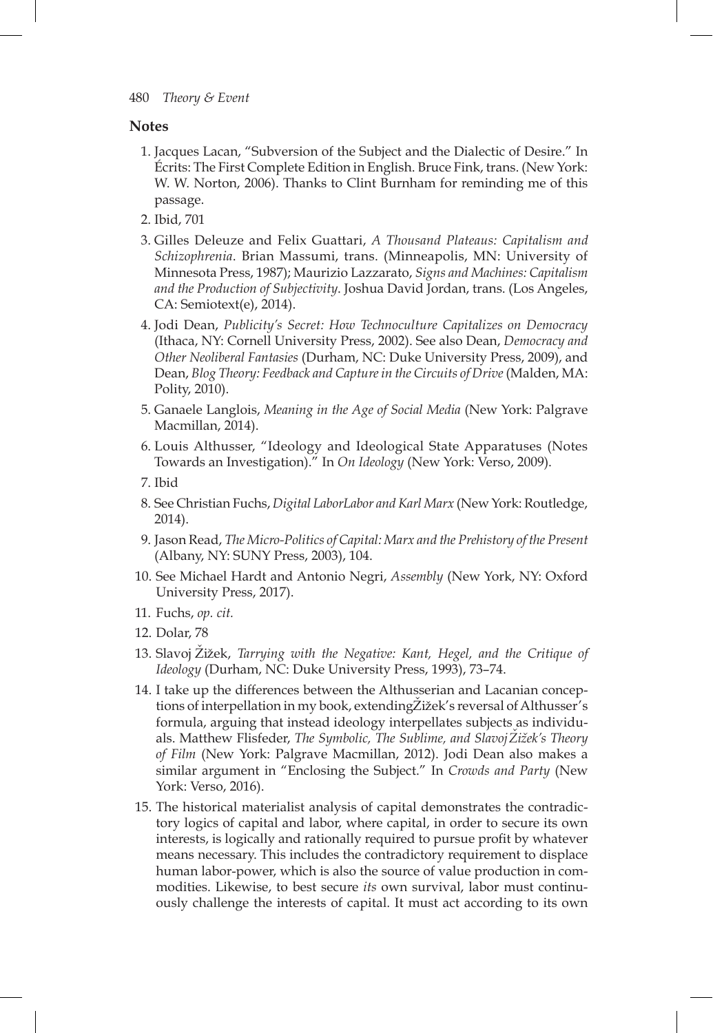## Notes

1. Jacques Lacan, "Subversion of the Subject and the Dialectic of Desire." In Écrits: The First Complete Edition in English. Bruce Fink, trans. (New York: W. W. Norton, 2006). Thanks to Clint Burnham for reminding me of this passage.
2. Ibid, 701
3. Gilles Deleuze and Felix Guattari, *A Thousand Plateaus: Capitalism and Schizophrenia*. Brian Massumi, trans. (Minneapolis, MN: University of Minnesota Press, 1987); Maurizio Lazzarato, *Signs and Machines: Capitalism and the Production of Subjectivity*. Joshua David Jordan, trans. (Los Angeles, CA: Semiotext(e), 2014).
4. Jodi Dean, *Publicity's Secret: How Technoculture Capitalizes on Democracy* (Ithaca, NY: Cornell University Press, 2002). See also Dean, *Democracy and Other Neoliberal Fantasies* (Durham, NC: Duke University Press, 2009), and Dean, *Blog Theory: Feedback and Capture in the Circuits of Drive* (Malden, MA: Polity, 2010).
5. Ganaele Langlois, *Meaning in the Age of Social Media* (New York: Palgrave Macmillan, 2014).
6. Louis Althusser, "Ideology and Ideological State Apparatuses (Notes Towards an Investigation)." In *On Ideology* (New York: Verso, 2009).
7. Ibid
8. See Christian Fuchs, *Digital LaborLabor and Karl Marx* (New York: Routledge, 2014).
9. Jason Read, *The Micro-Politics of Capital: Marx and the Prehistory of the Present* (Albany, NY: SUNY Press, 2003), 104.
10. See Michael Hardt and Antonio Negri, *Assembly* (New York, NY: Oxford University Press, 2017).
11. Fuchs, *op. cit.*
12. Dolar, 78
13. Slavoj Žižek, *Tarrying with the Negative: Kant, Hegel, and the Critique of Ideology* (Durham, NC: Duke University Press, 1993), 73–74.
14. I take up the differences between the Althusserian and Lacanian conceptions of interpellation in my book, extendingŽižek's reversal of Althusser's formula, arguing that instead ideology interpellates subjects as individuals. Matthew Flisfeder, *The Symbolic, The Sublime, and Slavoj Žižek's Theory of Film* (New York: Palgrave Macmillan, 2012). Jodi Dean also makes a similar argument in "Enclosing the Subject." In *Crowds and Party* (New York: Verso, 2016).
15. The historical materialist analysis of capital demonstrates the contradictory logics of capital and labor, where capital, in order to secure its own interests, is logically and rationally required to pursue profit by whatever means necessary. This includes the contradictory requirement to displace human labor-power, which is also the source of value production in commodities. Likewise, to best secure *its* own survival, labor must continuously challenge the interests of capital. It must act according to its own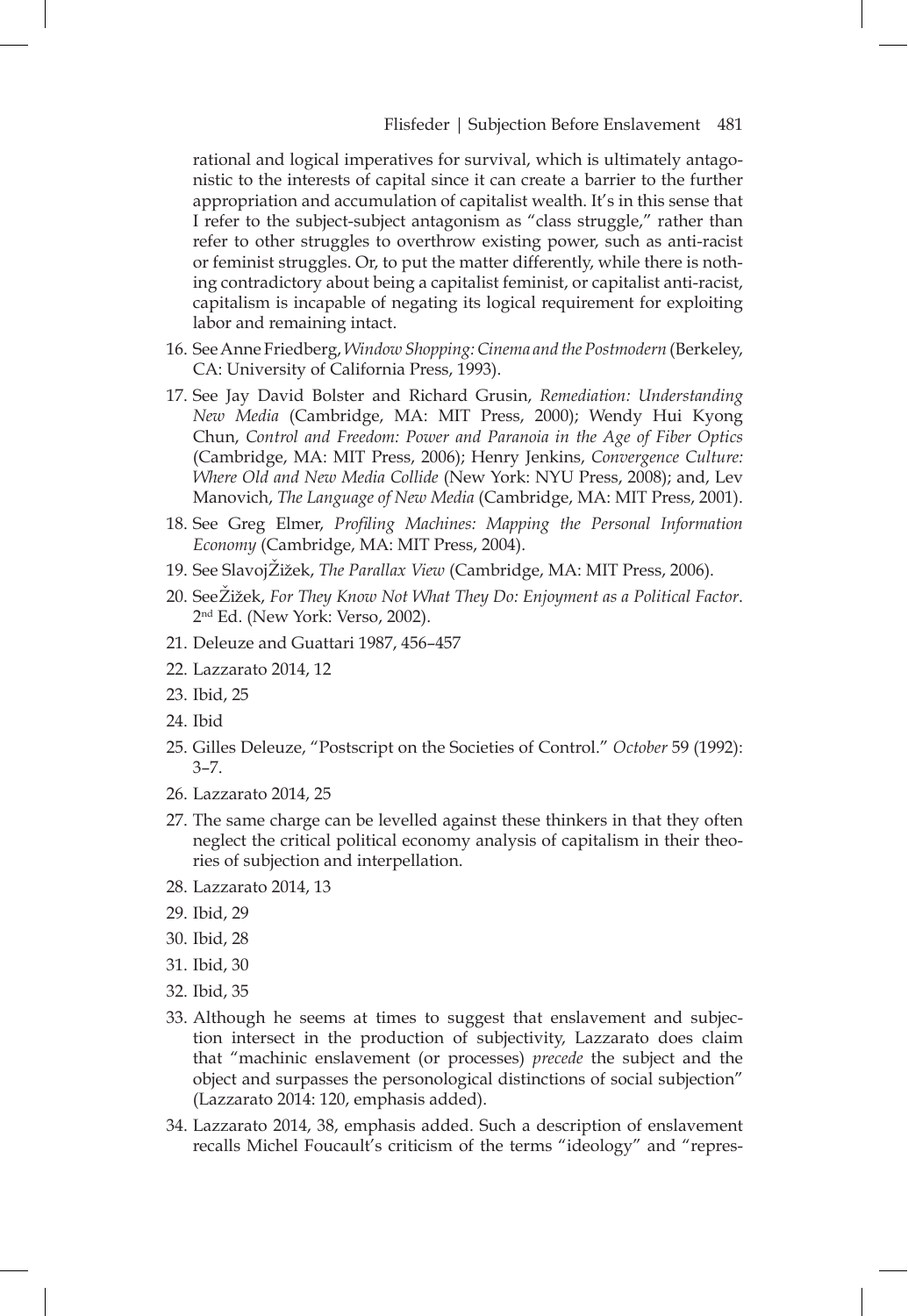rational and logical imperatives for survival, which is ultimately antagonistic to the interests of capital since it can create a barrier to the further appropriation and accumulation of capitalist wealth. It's in this sense that I refer to the subject-subject antagonism as "class struggle," rather than refer to other struggles to overthrow existing power, such as anti-racist or feminist struggles. Or, to put the matter differently, while there is nothing contradictory about being a capitalist feminist, or capitalist anti-racist, capitalism is incapable of negating its logical requirement for exploiting labor and remaining intact.

16. See Anne Friedberg, *Window Shopping: Cinema and the Postmodern* (Berkeley, CA: University of California Press, 1993).
17. See Jay David Bolster and Richard Grusin, *Remediation: Understanding New Media* (Cambridge, MA: MIT Press, 2000); Wendy Hui Kyong Chun, *Control and Freedom: Power and Paranoia in the Age of Fiber Optics* (Cambridge, MA: MIT Press, 2006); Henry Jenkins, *Convergence Culture: Where Old and New Media Collide* (New York: NYU Press, 2008); and, Lev Manovich, *The Language of New Media* (Cambridge, MA: MIT Press, 2001).
18. See Greg Elmer, *Profiling Machines: Mapping the Personal Information Economy* (Cambridge, MA: MIT Press, 2004).
19. See SlavojŽižek, *The Parallax View* (Cambridge, MA: MIT Press, 2006).
20. SeeŽižek, *For They Know Not What They Do: Enjoyment as a Political Factor*. 2nd Ed. (New York: Verso, 2002).
21. Deleuze and Guattari 1987, 456–457
22. Lazzarato 2014, 12
23. Ibid, 25
24. Ibid
25. Gilles Deleuze, "Postscript on the Societies of Control." *October* 59 (1992): 3–7.
26. Lazzarato 2014, 25
27. The same charge can be levelled against these thinkers in that they often neglect the critical political economy analysis of capitalism in their theories of subjection and interpellation.
28. Lazzarato 2014, 13
29. Ibid, 29
30. Ibid, 28
31. Ibid, 30
32. Ibid, 35
33. Although he seems at times to suggest that enslavement and subjection intersect in the production of subjectivity, Lazzarato does claim that "machinic enslavement (or processes) *precede* the subject and the object and surpasses the personological distinctions of social subjection" (Lazzarato 2014: 120, emphasis added).
34. Lazzarato 2014, 38, emphasis added. Such a description of enslavement recalls Michel Foucault's criticism of the terms "ideology" and "repres-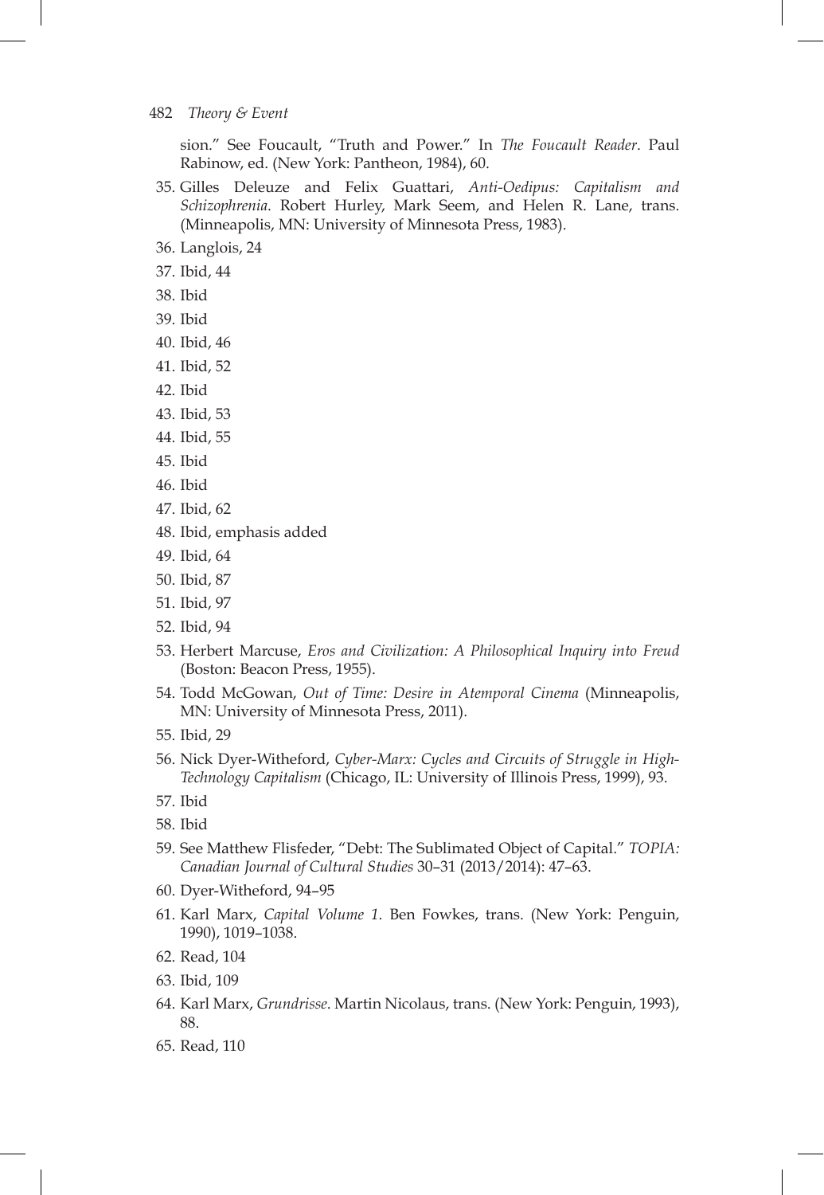sion." See Foucault, "Truth and Power." In *The Foucault Reader*. Paul Rabinow, ed. (New York: Pantheon, 1984), 60.

35. Gilles Deleuze and Felix Guattari, *Anti-Oedipus: Capitalism and Schizophrenia*. Robert Hurley, Mark Seem, and Helen R. Lane, trans. (Minneapolis, MN: University of Minnesota Press, 1983).
36. Langlois, 24
37. Ibid, 44
38. Ibid
39. Ibid
40. Ibid, 46
41. Ibid, 52
42. Ibid
43. Ibid, 53
44. Ibid, 55
45. Ibid
46. Ibid
47. Ibid, 62
48. Ibid, emphasis added
49. Ibid, 64
50. Ibid, 87
51. Ibid, 97
52. Ibid, 94
53. Herbert Marcuse, *Eros and Civilization: A Philosophical Inquiry into Freud* (Boston: Beacon Press, 1955).
54. Todd McGowan, *Out of Time: Desire in Atemporal Cinema* (Minneapolis, MN: University of Minnesota Press, 2011).
55. Ibid, 29
56. Nick Dyer-Witheford, *Cyber-Marx: Cycles and Circuits of Struggle in High-Technology Capitalism* (Chicago, IL: University of Illinois Press, 1999), 93.
57. Ibid
58. Ibid
59. See Matthew Flisfeder, "Debt: The Sublimated Object of Capital." *TOPIA: Canadian Journal of Cultural Studies* 30–31 (2013/2014): 47–63.
60. Dyer-Witheford, 94–95
61. Karl Marx, *Capital Volume 1*. Ben Fowkes, trans. (New York: Penguin, 1990), 1019–1038.
62. Read, 104
63. Ibid, 109
64. Karl Marx, *Grundrisse*. Martin Nicolaus, trans. (New York: Penguin, 1993), 88.
65. Read, 110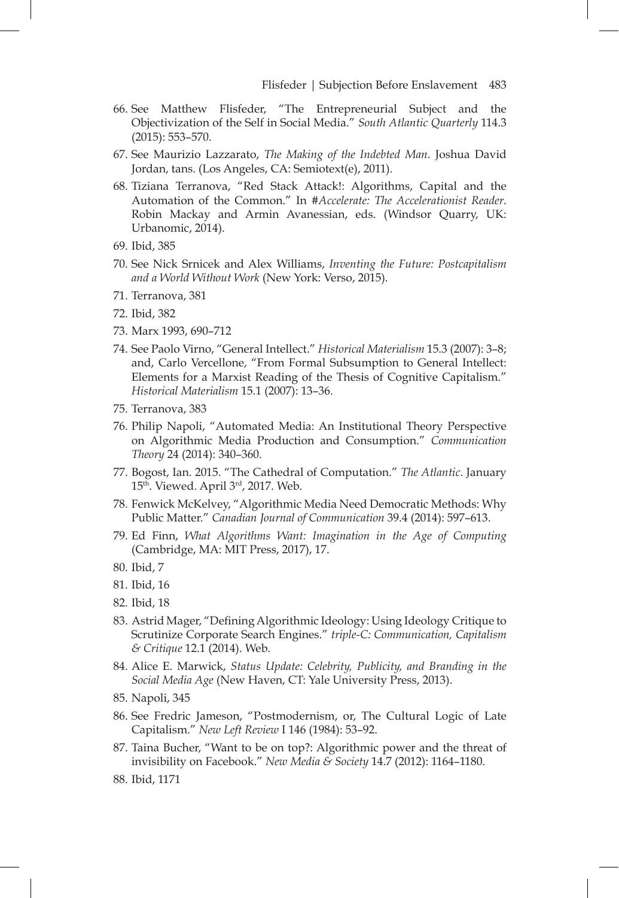66. See Matthew Flisfeder, "The Entrepreneurial Subject and the Objectivization of the Self in Social Media." *South Atlantic Quarterly* 114.3 (2015): 553–570.
67. See Maurizio Lazzarato, *The Making of the Indebted Man*. Joshua David Jordan, tans. (Los Angeles, CA: Semiotext(e), 2011).
68. Tiziana Terranova, "Red Stack Attack!: Algorithms, Capital and the Automation of the Common." In *#Accelerate: The Accelerationist Reader*. Robin Mackay and Armin Avanessian, eds. (Windsor Quarry, UK: Urbanomic, 2014).
69. Ibid, 385
70. See Nick Srnicek and Alex Williams, *Inventing the Future: Postcapitalism and a World Without Work* (New York: Verso, 2015).
71. Terranova, 381
72. Ibid, 382
73. Marx 1993, 690–712
74. See Paolo Virno, "General Intellect." *Historical Materialism* 15.3 (2007): 3–8; and, Carlo Vercellone, "From Formal Subsumption to General Intellect: Elements for a Marxist Reading of the Thesis of Cognitive Capitalism." *Historical Materialism* 15.1 (2007): 13–36.
75. Terranova, 383
76. Philip Napoli, "Automated Media: An Institutional Theory Perspective on Algorithmic Media Production and Consumption." *Communication Theory* 24 (2014): 340–360.
77. Bogost, Ian. 2015. "The Cathedral of Computation." *The Atlantic*. January 15th. Viewed. April 3rd, 2017. Web.
78. Fenwick McKelvey, "Algorithmic Media Need Democratic Methods: Why Public Matter." *Canadian Journal of Communication* 39.4 (2014): 597–613.
79. Ed Finn, *What Algorithms Want: Imagination in the Age of Computing* (Cambridge, MA: MIT Press, 2017), 17.
80. Ibid, 7
81. Ibid, 16
82. Ibid, 18
83. Astrid Mager, "Defining Algorithmic Ideology: Using Ideology Critique to Scrutinize Corporate Search Engines." *triple-C: Communication, Capitalism & Critique* 12.1 (2014). Web.
84. Alice E. Marwick, *Status Update: Celebrity, Publicity, and Branding in the Social Media Age* (New Haven, CT: Yale University Press, 2013).
85. Napoli, 345
86. See Fredric Jameson, "Postmodernism, or, The Cultural Logic of Late Capitalism." *New Left Review* I 146 (1984): 53–92.
87. Taina Bucher, "Want to be on top?: Algorithmic power and the threat of invisibility on Facebook." *New Media & Society* 14.7 (2012): 1164–1180.
88. Ibid, 1171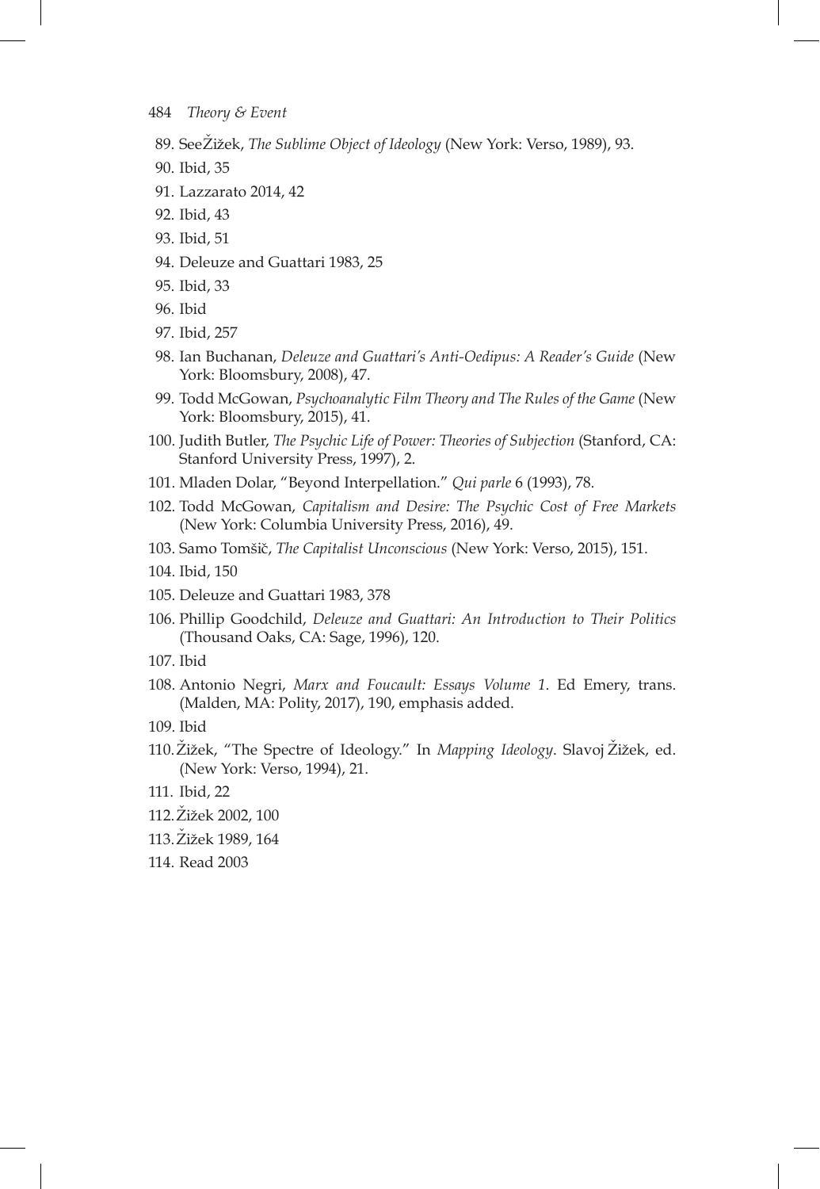89. SeeŽižek, *The Sublime Object of Ideology* (New York: Verso, 1989), 93.
90. Ibid, 35
91. Lazzarato 2014, 42
92. Ibid, 43
93. Ibid, 51
94. Deleuze and Guattari 1983, 25
95. Ibid, 33
96. Ibid
97. Ibid, 257
98. Ian Buchanan, *Deleuze and Guattari's Anti-Oedipus: A Reader's Guide* (New York: Bloomsbury, 2008), 47.
99. Todd McGowan, *Psychoanalytic Film Theory and The Rules of the Game* (New York: Bloomsbury, 2015), 41.
100. Judith Butler, *The Psychic Life of Power: Theories of Subjection* (Stanford, CA: Stanford University Press, 1997), 2.
101. Mladen Dolar, "Beyond Interpellation." *Qui parle* 6 (1993), 78.
102. Todd McGowan, *Capitalism and Desire: The Psychic Cost of Free Markets* (New York: Columbia University Press, 2016), 49.
103. Samo Tomšič, *The Capitalist Unconscious* (New York: Verso, 2015), 151.
104. Ibid, 150
105. Deleuze and Guattari 1983, 378
106. Phillip Goodchild, *Deleuze and Guattari: An Introduction to Their Politics* (Thousand Oaks, CA: Sage, 1996), 120.
107. Ibid
108. Antonio Negri, *Marx and Foucault: Essays Volume 1*. Ed Emery, trans. (Malden, MA: Polity, 2017), 190, emphasis added.
109. Ibid
110. Žižek, "The Spectre of Ideology." In *Mapping Ideology*. Slavoj Žižek, ed. (New York: Verso, 1994), 21.
111. Ibid, 22
112. Žižek 2002, 100
113. Žižek 1989, 164
114. Read 2003